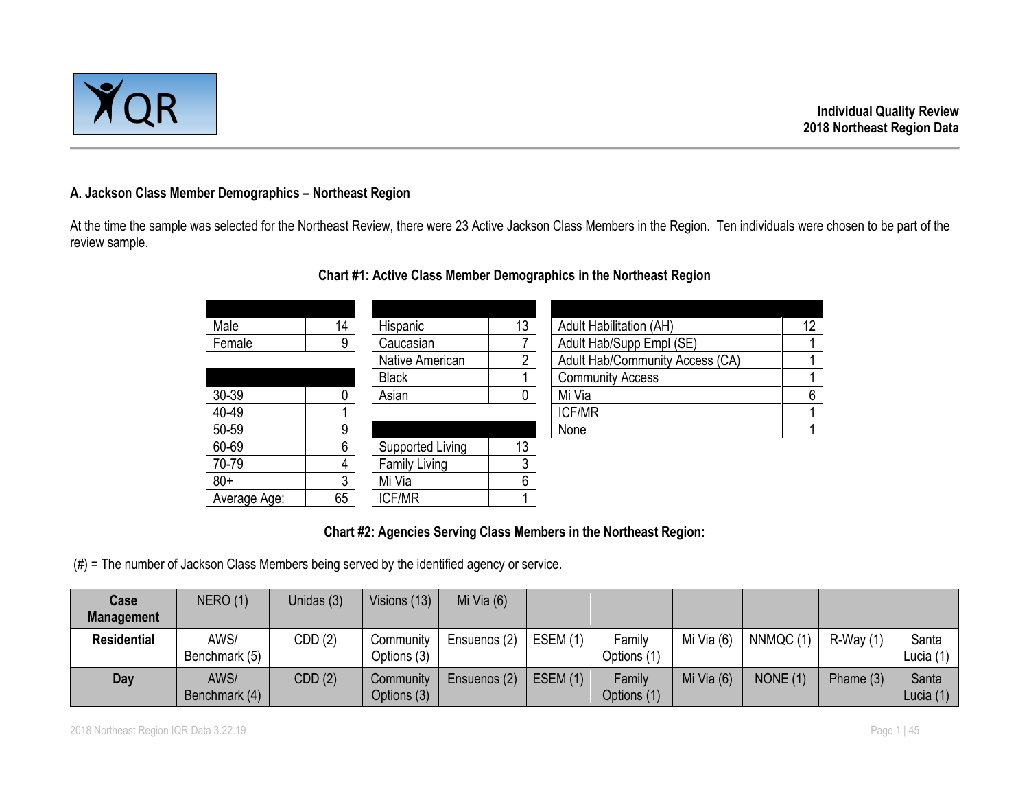Individual Quality Review
2018 Northeast Region Data

### A. Jackson Class Member Demographics – Northeast Region

At the time the sample was selected for the Northeast Review, there were 23 Active Jackson Class Members in the Region. Ten individuals were chosen to be part of the review sample.

**Chart #1: Active Class Member Demographics in the Northeast Region**

| | |
|---|---|
| Male | 14 |
| Female | 9 |

| | |
|---|---|
| 30-39 | 0 |
| 40-49 | 1 |
| 50-59 | 9 |
| 60-69 | 6 |
| 70-79 | 4 |
| 80+ | 3 |
| Average Age: | 65 |

| | |
|---|---|
| Hispanic | 13 |
| Caucasian | 7 |
| Native American | 2 |
| Black | 1 |
| Asian | 0 |

| | |
|---|---|
| Supported Living | 13 |
| Family Living | 3 |
| Mi Via | 6 |
| ICF/MR | 1 |

| | |
|---|---|
| Adult Habilitation (AH) | 12 |
| Adult Hab/Supp Empl (SE) | 1 |
| Adult Hab/Community Access (CA) | 1 |
| Community Access | 1 |
| Mi Via | 6 |
| ICF/MR | 1 |
| None | 1 |

**Chart #2: Agencies Serving Class Members in the Northeast Region:**

(#) = The number of Jackson Class Members being served by the identified agency or service.

| **Case Management** | NERO (1) | Unidas (3) | Visions (13) | Mi Via (6) | | | | | | |
|---|---|---|---|---|---|---|---|---|---|---|
| **Residential** | AWS/ Benchmark (5) | CDD (2) | Community Options (3) | Ensuenos (2) | ESEM (1) | Family Options (1) | Mi Via (6) | NNMQC (1) | R-Way (1) | Santa Lucia (1) |
| **Day** | AWS/ Benchmark (4) | CDD (2) | Community Options (3) | Ensuenos (2) | ESEM (1) | Family Options (1) | Mi Via (6) | NONE (1) | Phame (3) | Santa Lucia (1) |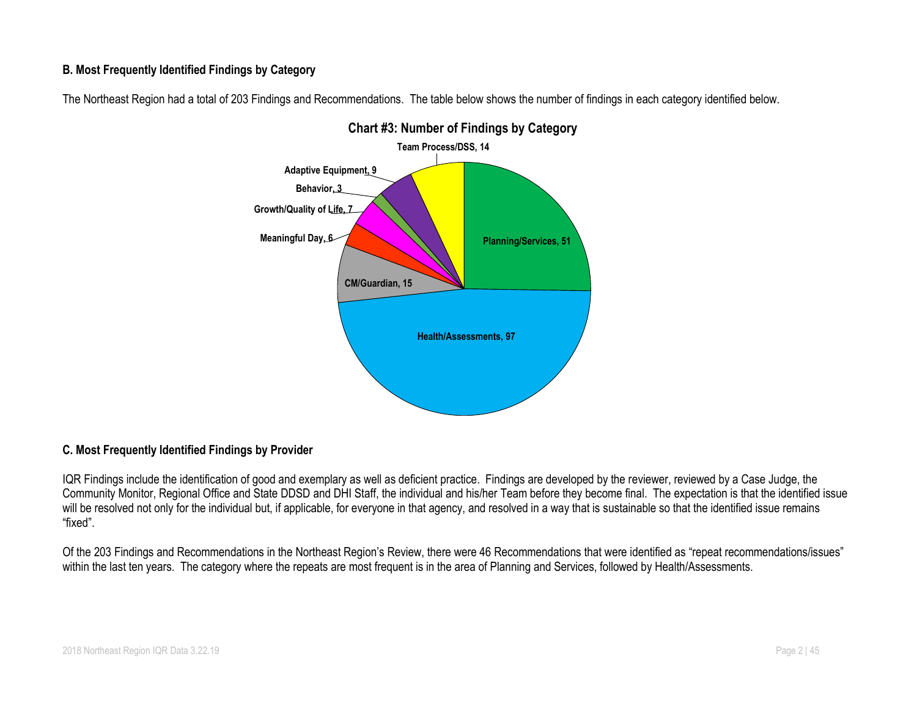### B. Most Frequently Identified Findings by Category

The Northeast Region had a total of 203 Findings and Recommendations. The table below shows the number of findings in each category identified below.

**Chart #3: Number of Findings by Category**

| Category | Number of Findings |
|---|---|
| Planning/Services | 51 |
| Health/Assessments | 97 |
| CM/Guardian | 15 |
| Meaningful Day | 6 |
| Growth/Quality of Life | 7 |
| Behavior | 3 |
| Adaptive Equipment | 9 |
| Team Process/DSS | 14 |

### C. Most Frequently Identified Findings by Provider

IQR Findings include the identification of good and exemplary as well as deficient practice. Findings are developed by the reviewer, reviewed by a Case Judge, the Community Monitor, Regional Office and State DDSD and DHI Staff, the individual and his/her Team before they become final. The expectation is that the identified issue will be resolved not only for the individual but, if applicable, for everyone in that agency, and resolved in a way that is sustainable so that the identified issue remains "fixed".

Of the 203 Findings and Recommendations in the Northeast Region's Review, there were 46 Recommendations that were identified as "repeat recommendations/issues" within the last ten years. The category where the repeats are most frequent is in the area of Planning and Services, followed by Health/Assessments.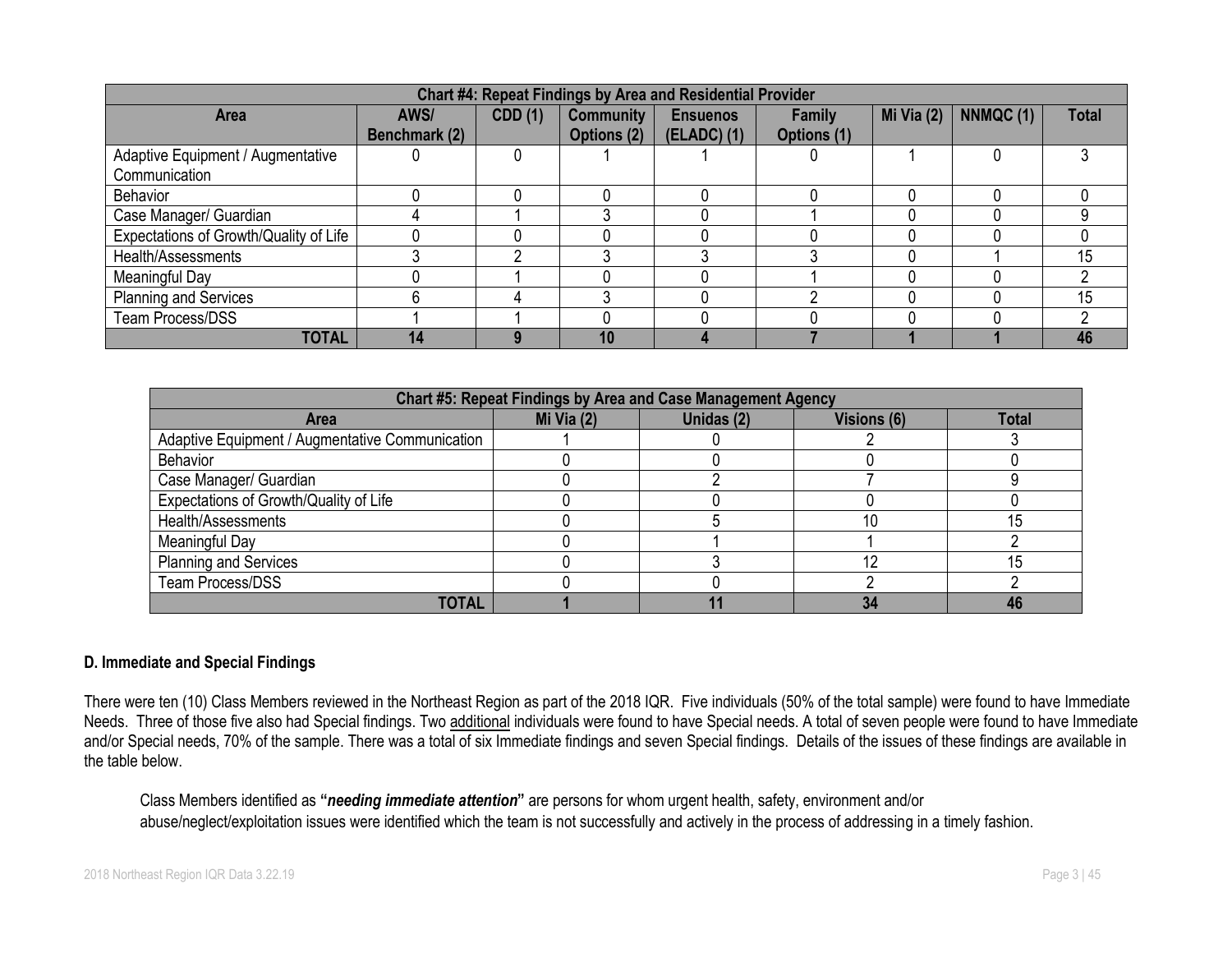| Chart #4: Repeat Findings by Area and Residential Provider | | | | | | | | |
|---|---|---|---|---|---|---|---|---|
| Area | AWS/ Benchmark (2) | CDD (1) | Community Options (2) | Ensuenos (ELADC) (1) | Family Options (1) | Mi Via (2) | NNMQC (1) | Total |
| Adaptive Equipment / Augmentative Communication | 0 | 0 | 1 | 1 | 0 | 1 | 0 | 3 |
| Behavior | 0 | 0 | 0 | 0 | 0 | 0 | 0 | 0 |
| Case Manager/ Guardian | 4 | 1 | 3 | 0 | 1 | 0 | 0 | 9 |
| Expectations of Growth/Quality of Life | 0 | 0 | 0 | 0 | 0 | 0 | 0 | 0 |
| Health/Assessments | 3 | 2 | 3 | 3 | 3 | 0 | 1 | 15 |
| Meaningful Day | 0 | 1 | 0 | 0 | 1 | 0 | 0 | 2 |
| Planning and Services | 6 | 4 | 3 | 0 | 2 | 0 | 0 | 15 |
| Team Process/DSS | 1 | 1 | 0 | 0 | 0 | 0 | 0 | 2 |
| **TOTAL** | **14** | **9** | **10** | **4** | **7** | **1** | **1** | **46** |

| Chart #5: Repeat Findings by Area and Case Management Agency | | | | |
|---|---|---|---|---|
| Area | Mi Via (2) | Unidas (2) | Visions (6) | Total |
| Adaptive Equipment / Augmentative Communication | 1 | 0 | 2 | 3 |
| Behavior | 0 | 0 | 0 | 0 |
| Case Manager/ Guardian | 0 | 2 | 7 | 9 |
| Expectations of Growth/Quality of Life | 0 | 0 | 0 | 0 |
| Health/Assessments | 0 | 5 | 10 | 15 |
| Meaningful Day | 0 | 1 | 1 | 2 |
| Planning and Services | 0 | 3 | 12 | 15 |
| Team Process/DSS | 0 | 0 | 2 | 2 |
| **TOTAL** | **1** | **11** | **34** | **46** |

### D. Immediate and Special Findings

There were ten (10) Class Members reviewed in the Northeast Region as part of the 2018 IQR. Five individuals (50% of the total sample) were found to have Immediate Needs. Three of those five also had Special findings. Two additional individuals were found to have Special needs. A total of seven people were found to have Immediate and/or Special needs, 70% of the sample. There was a total of six Immediate findings and seven Special findings. Details of the issues of these findings are available in the table below.

Class Members identified as **"*needing immediate attention*"** are persons for whom urgent health, safety, environment and/or abuse/neglect/exploitation issues were identified which the team is not successfully and actively in the process of addressing in a timely fashion.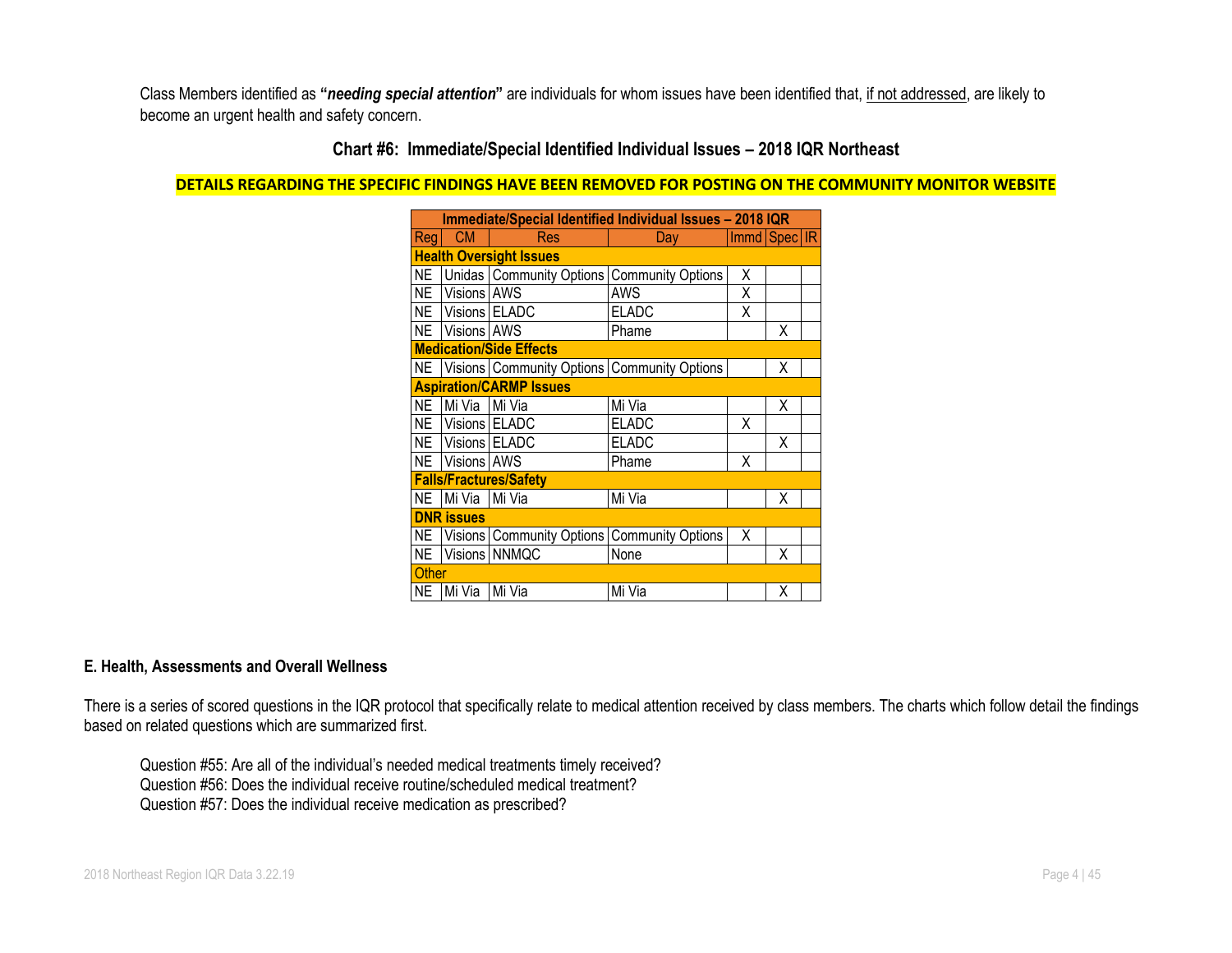Class Members identified as **"*needing special attention*"** are individuals for whom issues have been identified that, <u>if not addressed</u>, are likely to become an urgent health and safety concern.

### Chart #6: Immediate/Special Identified Individual Issues – 2018 IQR Northeast

**DETAILS REGARDING THE SPECIFIC FINDINGS HAVE BEEN REMOVED FOR POSTING ON THE COMMUNITY MONITOR WEBSITE**

| Immediate/Special Identified Individual Issues – 2018 IQR | | | | | | |
|---|---|---|---|---|---|---|
| Reg | CM | Res | Day | Immd | Spec | IR |
| **Health Oversight Issues** | | | | | | |
| NE | Unidas | Community Options | Community Options | X | | |
| NE | Visions | AWS | AWS | X | | |
| NE | Visions | ELADC | ELADC | X | | |
| NE | Visions | AWS | Phame | | X | |
| **Medication/Side Effects** | | | | | | |
| NE | Visions | Community Options | Community Options | | X | |
| **Aspiration/CARMP Issues** | | | | | | |
| NE | Mi Via | Mi Via | Mi Via | | X | |
| NE | Visions | ELADC | ELADC | X | | |
| NE | Visions | ELADC | ELADC | | X | |
| NE | Visions | AWS | Phame | X | | |
| **Falls/Fractures/Safety** | | | | | | |
| NE | Mi Via | Mi Via | Mi Via | | X | |
| **DNR issues** | | | | | | |
| NE | Visions | Community Options | Community Options | X | | |
| NE | Visions | NNMQC | None | | X | |
| Other | | | | | | |
| NE | Mi Via | Mi Via | Mi Via | | X | |

#### E. Health, Assessments and Overall Wellness

There is a series of scored questions in the IQR protocol that specifically relate to medical attention received by class members. The charts which follow detail the findings based on related questions which are summarized first.

Question #55: Are all of the individual's needed medical treatments timely received?
Question #56: Does the individual receive routine/scheduled medical treatment?
Question #57: Does the individual receive medication as prescribed?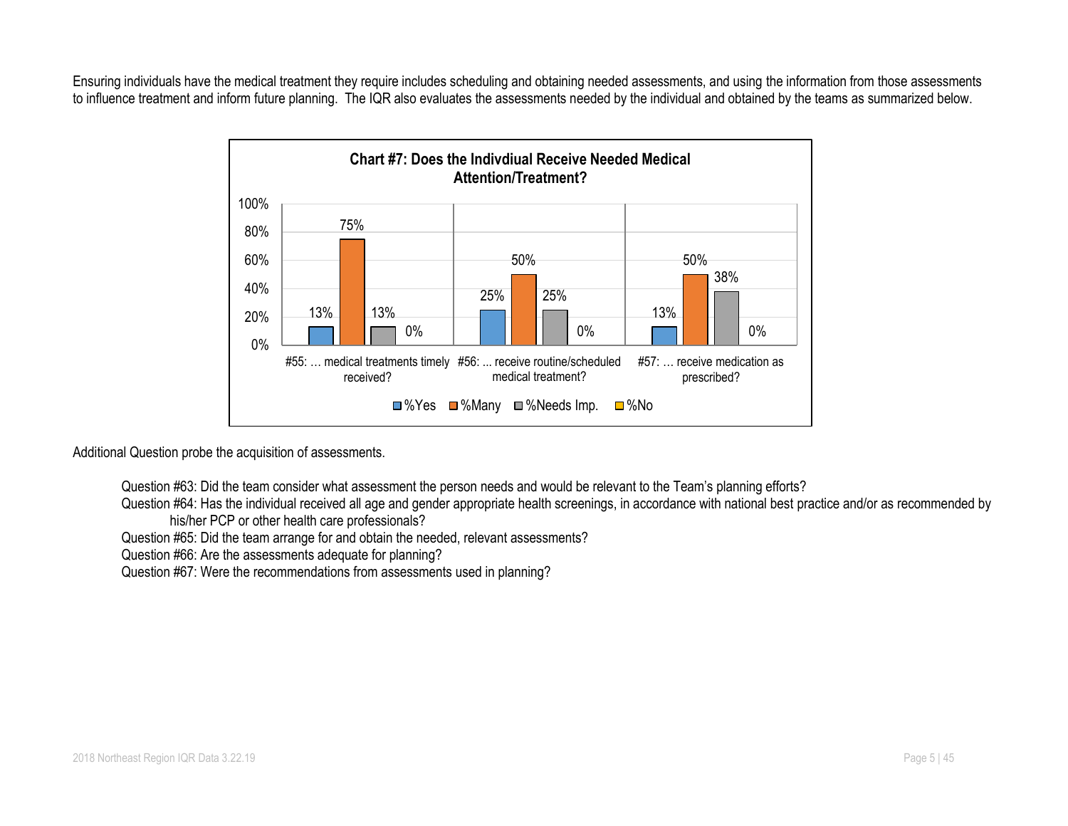Ensuring individuals have the medical treatment they require includes scheduling and obtaining needed assessments, and using the information from those assessments to influence treatment and inform future planning. The IQR also evaluates the assessments needed by the individual and obtained by the teams as summarized below.

**Chart #7: Does the Indivdiual Receive Needed Medical Attention/Treatment?**

| | %Yes | %Many | %Needs Imp. | %No |
|---|---|---|---|---|
| #55: … medical treatments timely received? | 13% | 75% | 13% | 0% |
| #56: ... receive routine/scheduled medical treatment? | 25% | 50% | 25% | 0% |
| #57: … receive medication as prescribed? | 13% | 50% | 38% | 0% |

Additional Question probe the acquisition of assessments.

Question #63: Did the team consider what assessment the person needs and would be relevant to the Team's planning efforts?

Question #64: Has the individual received all age and gender appropriate health screenings, in accordance with national best practice and/or as recommended by his/her PCP or other health care professionals?

Question #65: Did the team arrange for and obtain the needed, relevant assessments?

Question #66: Are the assessments adequate for planning?

Question #67: Were the recommendations from assessments used in planning?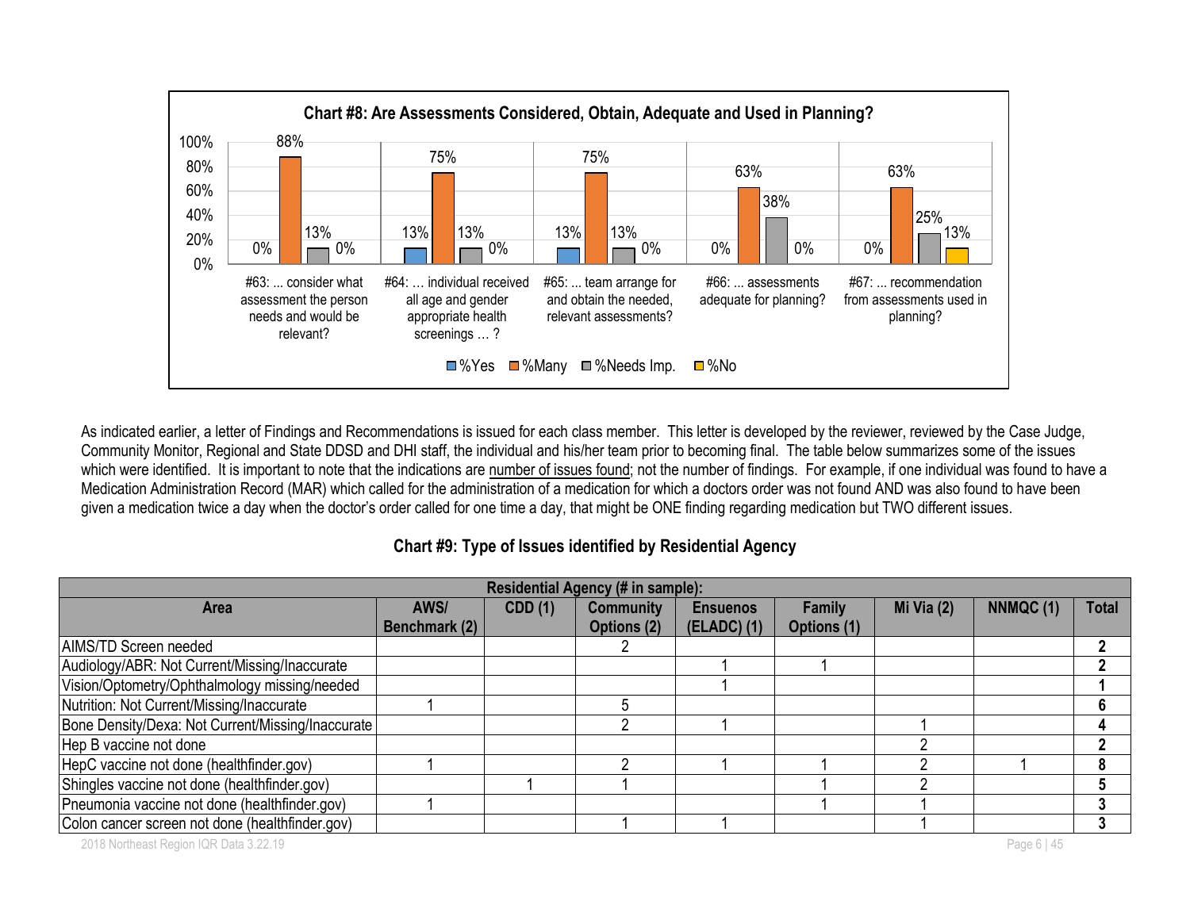**Chart #8: Are Assessments Considered, Obtain, Adequate and Used in Planning?**

| Question | %Yes | %Many | %Needs Imp. | %No |
|---|---|---|---|---|
| #63: ... consider what assessment the person needs and would be relevant? | 0% | 88% | 13% | 0% |
| #64: … individual received all age and gender appropriate health screenings … ? | 13% | 75% | 13% | 0% |
| #65: ... team arrange for and obtain the needed, relevant assessments? | 13% | 75% | 13% | 0% |
| #66: ... assessments adequate for planning? | 0% | 63% | 38% | 0% |
| #67: ... recommendation from assessments used in planning? | 0% | 63% | 25% | 13% |

As indicated earlier, a letter of Findings and Recommendations is issued for each class member. This letter is developed by the reviewer, reviewed by the Case Judge, Community Monitor, Regional and State DDSD and DHI staff, the individual and his/her team prior to becoming final. The table below summarizes some of the issues which were identified. It is important to note that the indications are number of issues found; not the number of findings. For example, if one individual was found to have a Medication Administration Record (MAR) which called for the administration of a medication for which a doctors order was not found AND was also found to have been given a medication twice a day when the doctor's order called for one time a day, that might be ONE finding regarding medication but TWO different issues.

**Chart #9: Type of Issues identified by Residential Agency**

| | Residential Agency (# in sample): | | | | | | | |
|---|---|---|---|---|---|---|---|---|
| **Area** | **AWS/ Benchmark (2)** | **CDD (1)** | **Community Options (2)** | **Ensuenos (ELADC) (1)** | **Family Options (1)** | **Mi Via (2)** | **NNMQC (1)** | **Total** |
| AIMS/TD Screen needed | | | 2 | | | | | **2** |
| Audiology/ABR: Not Current/Missing/Inaccurate | | | | 1 | 1 | | | **2** |
| Vision/Optometry/Ophthalmology missing/needed | | | | 1 | | | | **1** |
| Nutrition: Not Current/Missing/Inaccurate | 1 | | 5 | | | | | **6** |
| Bone Density/Dexa: Not Current/Missing/Inaccurate | | | 2 | 1 | | 1 | | **4** |
| Hep B vaccine not done | | | | | | 2 | | **2** |
| HepC vaccine not done (healthfinder.gov) | 1 | | 2 | 1 | 1 | 2 | 1 | **8** |
| Shingles vaccine not done (healthfinder.gov) | | 1 | 1 | | 1 | 2 | | **5** |
| Pneumonia vaccine not done (healthfinder.gov) | 1 | | | | 1 | 1 | | **3** |
| Colon cancer screen not done (healthfinder.gov) | | | 1 | 1 | | 1 | | **3** |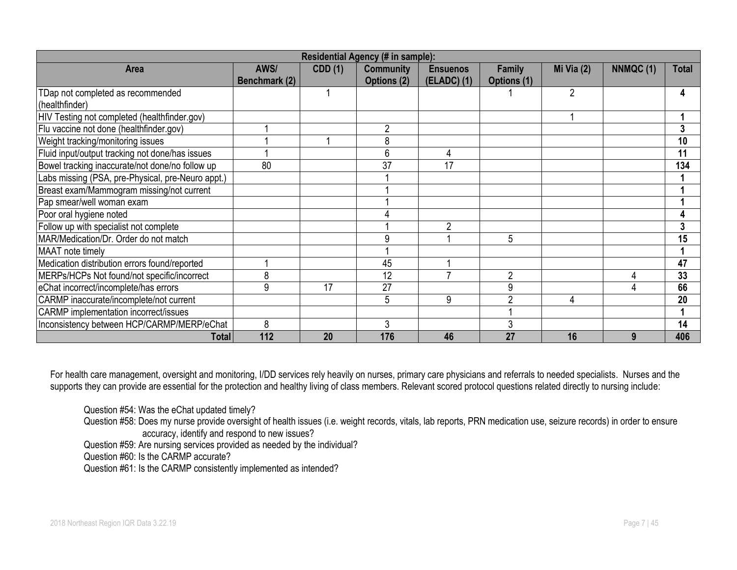| Residential Agency (# in sample): | | | | | | | | |
|---|---|---|---|---|---|---|---|---|
| **Area** | **AWS/ Benchmark (2)** | **CDD (1)** | **Community Options (2)** | **Ensuenos (ELADC) (1)** | **Family Options (1)** | **Mi Via (2)** | **NNMQC (1)** | **Total** |
| TDap not completed as recommended (healthfinder) | | 1 | | | 1 | 2 | | **4** |
| HIV Testing not completed (healthfinder.gov) | | | | | | 1 | | **1** |
| Flu vaccine not done (healthfinder.gov) | 1 | | 2 | | | | | **3** |
| Weight tracking/monitoring issues | 1 | 1 | 8 | | | | | **10** |
| Fluid input/output tracking not done/has issues | 1 | | 6 | 4 | | | | **11** |
| Bowel tracking inaccurate/not done/no follow up | 80 | | 37 | 17 | | | | **134** |
| Labs missing (PSA, pre-Physical, pre-Neuro appt.) | | | 1 | | | | | **1** |
| Breast exam/Mammogram missing/not current | | | 1 | | | | | **1** |
| Pap smear/well woman exam | | | 1 | | | | | **1** |
| Poor oral hygiene noted | | | 4 | | | | | **4** |
| Follow up with specialist not complete | | | 1 | 2 | | | | **3** |
| MAR/Medication/Dr. Order do not match | | | 9 | 1 | 5 | | | **15** |
| MAAT note timely | | | 1 | | | | | **1** |
| Medication distribution errors found/reported | 1 | | 45 | 1 | | | | **47** |
| MERPs/HCPs Not found/not specific/incorrect | 8 | | 12 | 7 | 2 | | 4 | **33** |
| eChat incorrect/incomplete/has errors | 9 | 17 | 27 | | 9 | | 4 | **66** |
| CARMP inaccurate/incomplete/not current | | | 5 | 9 | 2 | 4 | | **20** |
| CARMP implementation incorrect/issues | | | | | 1 | | | **1** |
| Inconsistency between HCP/CARMP/MERP/eChat | 8 | | 3 | | 3 | | | **14** |
| **Total** | **112** | **20** | **176** | **46** | **27** | **16** | **9** | **406** |

For health care management, oversight and monitoring, I/DD services rely heavily on nurses, primary care physicians and referrals to needed specialists. Nurses and the supports they can provide are essential for the protection and healthy living of class members. Relevant scored protocol questions related directly to nursing include:

Question #54: Was the eChat updated timely?
Question #58: Does my nurse provide oversight of health issues (i.e. weight records, vitals, lab reports, PRN medication use, seizure records) in order to ensure accuracy, identify and respond to new issues?
Question #59: Are nursing services provided as needed by the individual?
Question #60: Is the CARMP accurate?
Question #61: Is the CARMP consistently implemented as intended?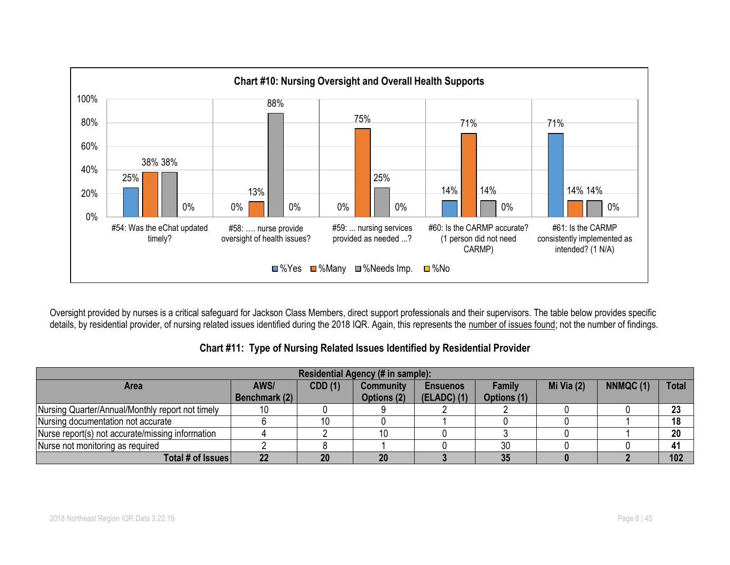**Chart #10: Nursing Oversight and Overall Health Supports**

| Question | %Yes | %Many | %Needs Imp. | %No |
|---|---|---|---|---|
| #54: Was the eChat updated timely? | 25% | 38% | 38% | 0% |
| #58: …. nurse provide oversight of health issues? | 0% | 13% | 88% | 0% |
| #59: ... nursing services provided as needed ...? | 0% | 75% | 25% | 0% |
| #60: Is the CARMP accurate? (1 person did not need CARMP) | 14% | 71% | 14% | 0% |
| #61: Is the CARMP consistently implemented as intended? (1 N/A) | 71% | 14% | 14% | 0% |

Oversight provided by nurses is a critical safeguard for Jackson Class Members, direct support professionals and their supervisors. The table below provides specific details, by residential provider, of nursing related issues identified during the 2018 IQR. Again, this represents the number of issues found; not the number of findings.

### Chart #11: Type of Nursing Related Issues Identified by Residential Provider

| | Residential Agency (# in sample): | | | | | | | |
|---|---|---|---|---|---|---|---|---|
| **Area** | **AWS/ Benchmark (2)** | **CDD (1)** | **Community Options (2)** | **Ensuenos (ELADC) (1)** | **Family Options (1)** | **Mi Via (2)** | **NNMQC (1)** | **Total** |
| Nursing Quarter/Annual/Monthly report not timely | 10 | 0 | 9 | 2 | 2 | 0 | 0 | **23** |
| Nursing documentation not accurate | 6 | 10 | 0 | 1 | 0 | 0 | 1 | **18** |
| Nurse report(s) not accurate/missing information | 4 | 2 | 10 | 0 | 3 | 0 | 1 | **20** |
| Nurse not monitoring as required | 2 | 8 | 1 | 0 | 30 | 0 | 0 | **41** |
| **Total # of Issues** | **22** | **20** | **20** | **3** | **35** | **0** | **2** | **102** |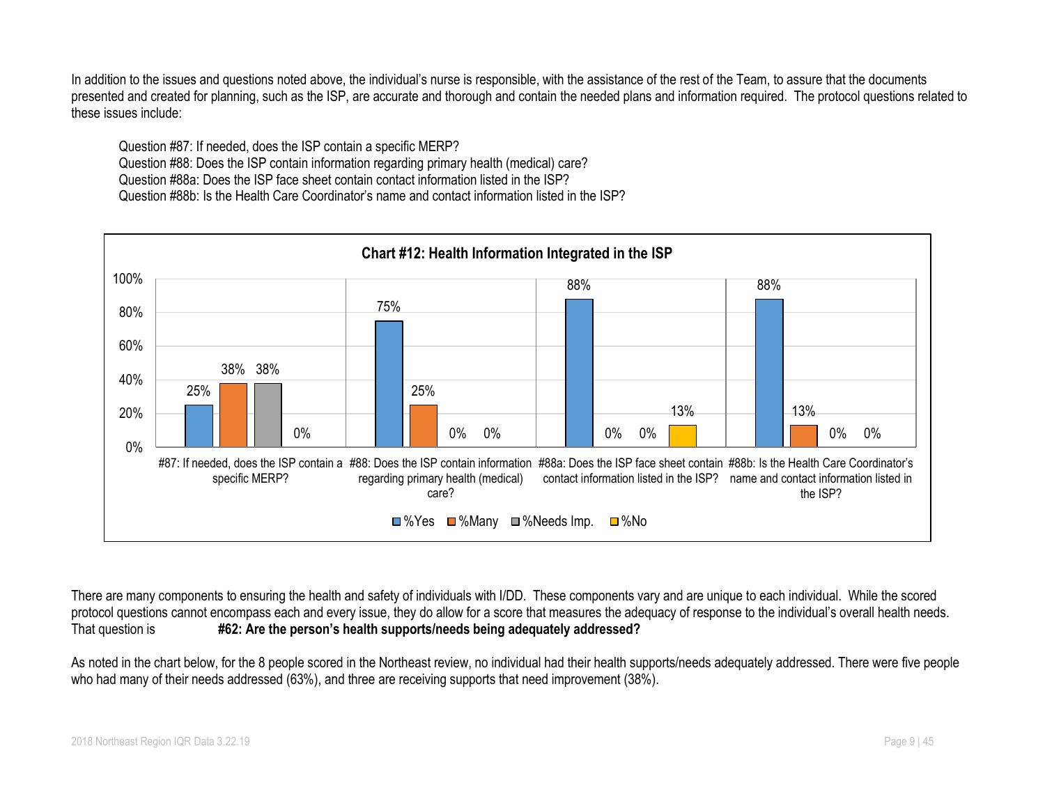In addition to the issues and questions noted above, the individual's nurse is responsible, with the assistance of the rest of the Team, to assure that the documents presented and created for planning, such as the ISP, are accurate and thorough and contain the needed plans and information required. The protocol questions related to these issues include:

Question #87: If needed, does the ISP contain a specific MERP?
Question #88: Does the ISP contain information regarding primary health (medical) care?
Question #88a: Does the ISP face sheet contain contact information listed in the ISP?
Question #88b: Is the Health Care Coordinator's name and contact information listed in the ISP?

**Chart #12: Health Information Integrated in the ISP**

| Question | %Yes | %Many | %Needs Imp. | %No |
|---|---|---|---|---|
| #87: If needed, does the ISP contain a specific MERP? | 25% | 38% | 38% | 0% |
| #88: Does the ISP contain information regarding primary health (medical) care? | 75% | 25% | 0% | 0% |
| #88a: Does the ISP face sheet contain contact information listed in the ISP? | 88% | 0% | 0% | 13% |
| #88b: Is the Health Care Coordinator's name and contact information listed in the ISP? | 88% | 13% | 0% | 0% |

There are many components to ensuring the health and safety of individuals with I/DD. These components vary and are unique to each individual. While the scored protocol questions cannot encompass each and every issue, they do allow for a score that measures the adequacy of response to the individual's overall health needs. That question is **#62: Are the person's health supports/needs being adequately addressed?**

As noted in the chart below, for the 8 people scored in the Northeast review, no individual had their health supports/needs adequately addressed. There were five people who had many of their needs addressed (63%), and three are receiving supports that need improvement (38%).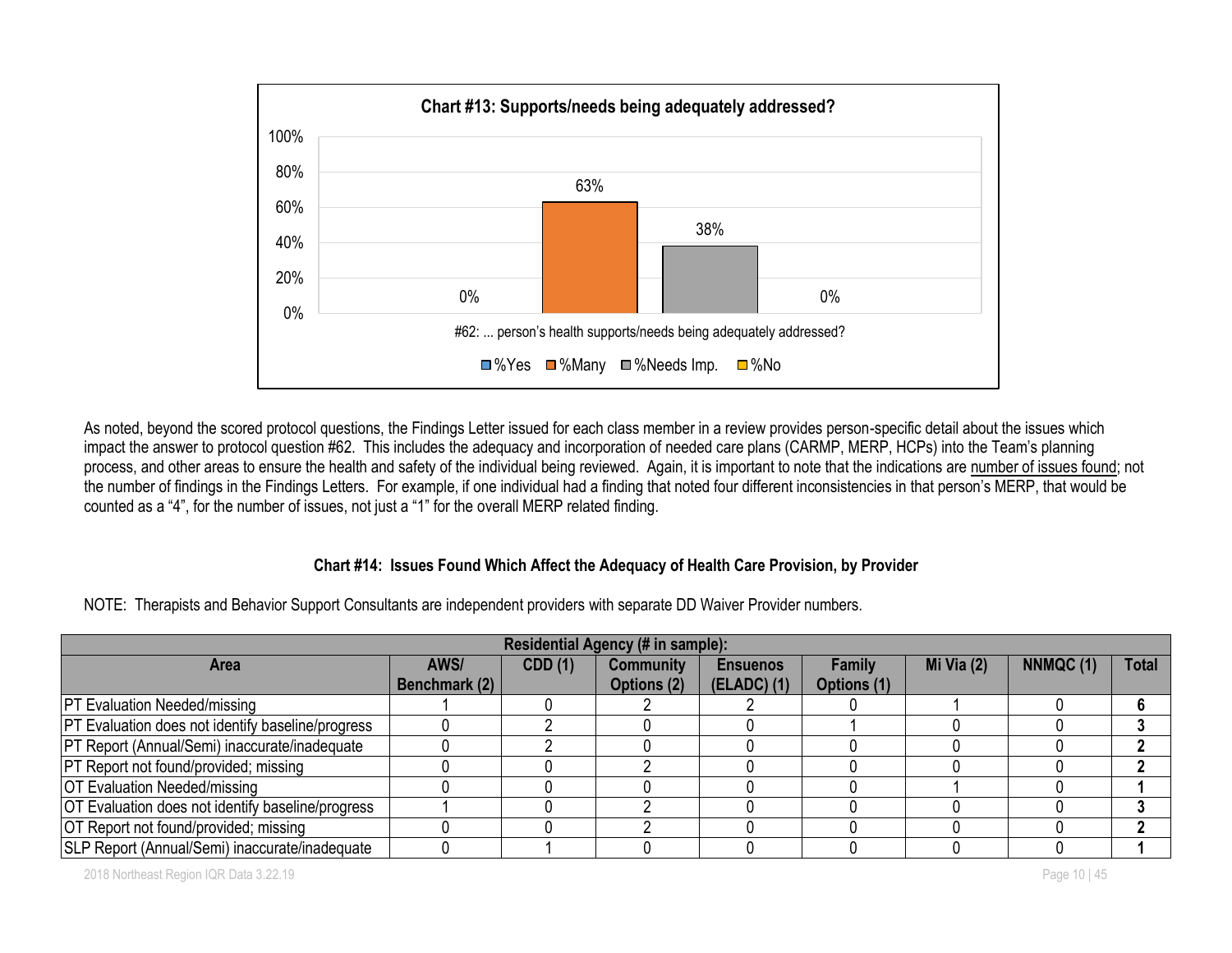**Chart #13: Supports/needs being adequately addressed?**

#62: ... person's health supports/needs being adequately addressed?

| %Yes | %Many | %Needs Imp. | %No |
|---|---|---|---|
| 0% | 63% | 38% | 0% |

As noted, beyond the scored protocol questions, the Findings Letter issued for each class member in a review provides person-specific detail about the issues which impact the answer to protocol question #62. This includes the adequacy and incorporation of needed care plans (CARMP, MERP, HCPs) into the Team's planning process, and other areas to ensure the health and safety of the individual being reviewed. Again, it is important to note that the indications are number of issues found; not the number of findings in the Findings Letters. For example, if one individual had a finding that noted four different inconsistencies in that person's MERP, that would be counted as a "4", for the number of issues, not just a "1" for the overall MERP related finding.

**Chart #14: Issues Found Which Affect the Adequacy of Health Care Provision, by Provider**

NOTE: Therapists and Behavior Support Consultants are independent providers with separate DD Waiver Provider numbers.

| | Residential Agency (# in sample): | | | | | | | |
|---|---|---|---|---|---|---|---|---|
| **Area** | **AWS/ Benchmark (2)** | **CDD (1)** | **Community Options (2)** | **Ensuenos (ELADC) (1)** | **Family Options (1)** | **Mi Via (2)** | **NNMQC (1)** | **Total** |
| PT Evaluation Needed/missing | 1 | 0 | 2 | 2 | 0 | 1 | 0 | **6** |
| PT Evaluation does not identify baseline/progress | 0 | 2 | 0 | 0 | 1 | 0 | 0 | **3** |
| PT Report (Annual/Semi) inaccurate/inadequate | 0 | 2 | 0 | 0 | 0 | 0 | 0 | **2** |
| PT Report not found/provided; missing | 0 | 0 | 2 | 0 | 0 | 0 | 0 | **2** |
| OT Evaluation Needed/missing | 0 | 0 | 0 | 0 | 0 | 1 | 0 | **1** |
| OT Evaluation does not identify baseline/progress | 1 | 0 | 2 | 0 | 0 | 0 | 0 | **3** |
| OT Report not found/provided; missing | 0 | 0 | 2 | 0 | 0 | 0 | 0 | **2** |
| SLP Report (Annual/Semi) inaccurate/inadequate | 0 | 1 | 0 | 0 | 0 | 0 | 0 | **1** |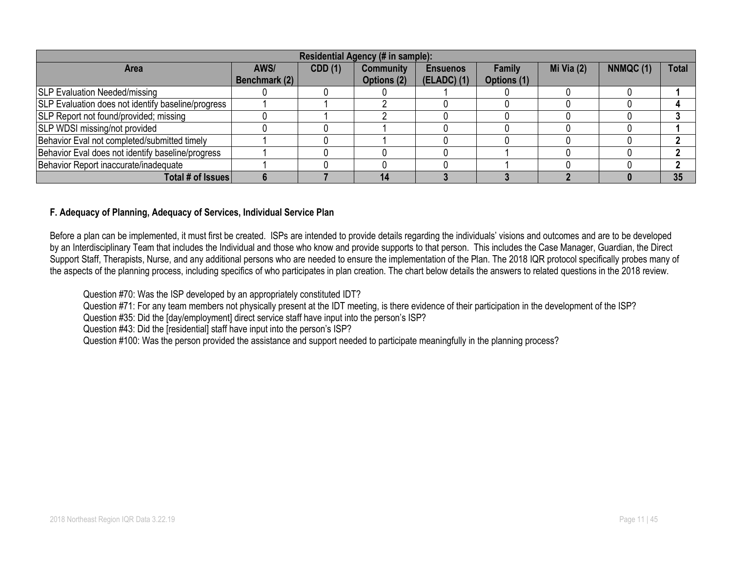| Residential Agency (# in sample): | | | | | | | | |
|---|---|---|---|---|---|---|---|---|
| **Area** | **AWS/ Benchmark (2)** | **CDD (1)** | **Community Options (2)** | **Ensuenos (ELADC) (1)** | **Family Options (1)** | **Mi Via (2)** | **NNMQC (1)** | **Total** |
| SLP Evaluation Needed/missing | 0 | 0 | 0 | 1 | 0 | 0 | 0 | **1** |
| SLP Evaluation does not identify baseline/progress | 1 | 1 | 2 | 0 | 0 | 0 | 0 | **4** |
| SLP Report not found/provided; missing | 0 | 1 | 2 | 0 | 0 | 0 | 0 | **3** |
| SLP WDSI missing/not provided | 0 | 0 | 1 | 0 | 0 | 0 | 0 | **1** |
| Behavior Eval not completed/submitted timely | 1 | 0 | 1 | 0 | 0 | 0 | 0 | **2** |
| Behavior Eval does not identify baseline/progress | 1 | 0 | 0 | 0 | 1 | 0 | 0 | **2** |
| Behavior Report inaccurate/inadequate | 1 | 0 | 0 | 0 | 1 | 0 | 0 | **2** |
| **Total # of Issues** | **6** | **7** | **14** | **3** | **3** | **2** | **0** | **35** |

### F. Adequacy of Planning, Adequacy of Services, Individual Service Plan

Before a plan can be implemented, it must first be created. ISPs are intended to provide details regarding the individuals' visions and outcomes and are to be developed by an Interdisciplinary Team that includes the Individual and those who know and provide supports to that person. This includes the Case Manager, Guardian, the Direct Support Staff, Therapists, Nurse, and any additional persons who are needed to ensure the implementation of the Plan. The 2018 IQR protocol specifically probes many of the aspects of the planning process, including specifics of who participates in plan creation. The chart below details the answers to related questions in the 2018 review.

Question #70: Was the ISP developed by an appropriately constituted IDT?
Question #71: For any team members not physically present at the IDT meeting, is there evidence of their participation in the development of the ISP?
Question #35: Did the [day/employment] direct service staff have input into the person's ISP?
Question #43: Did the [residential] staff have input into the person's ISP?
Question #100: Was the person provided the assistance and support needed to participate meaningfully in the planning process?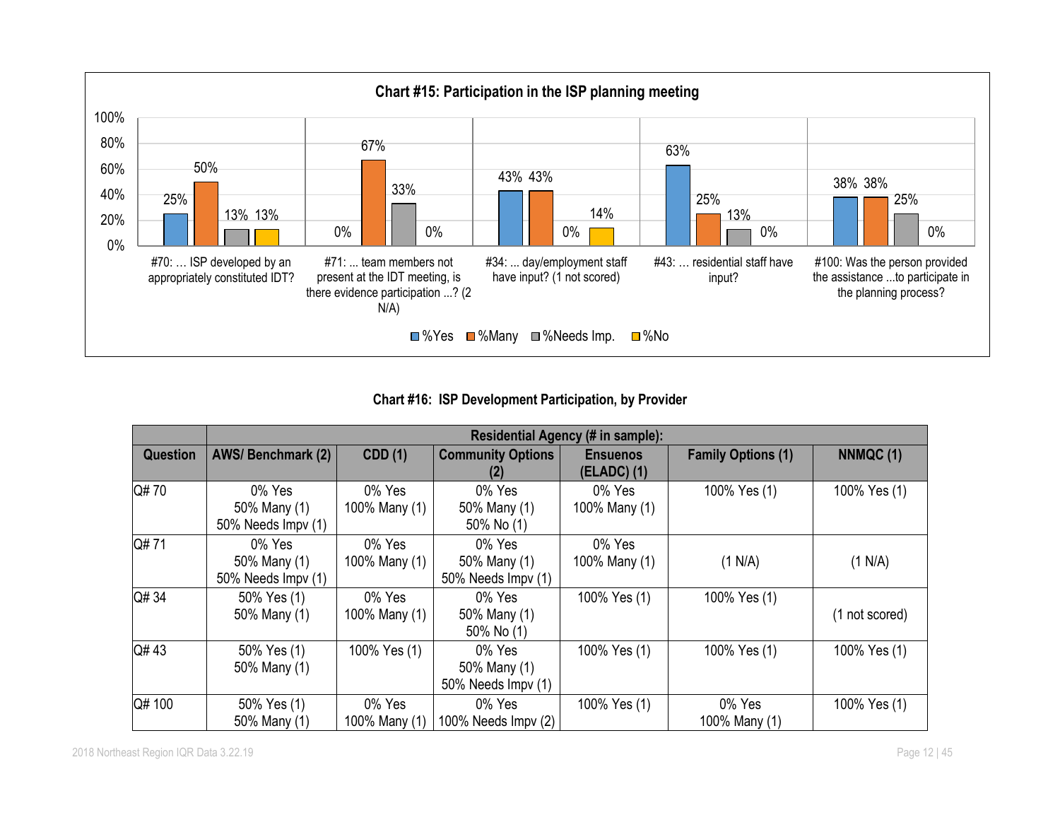## Chart #15: Participation in the ISP planning meeting

| Question | %Yes | %Many | %Needs Imp. | %No |
|---|---|---|---|---|
| #70: … ISP developed by an appropriately constituted IDT? | 25% | 50% | 13% | 13% |
| #71: ... team members not present at the IDT meeting, is there evidence participation ...? (2 N/A) | 0% | 67% | 33% | 0% |
| #34: ... day/employment staff have input? (1 not scored) | 43% | 43% | 0% | 14% |
| #43: … residential staff have input? | 63% | 25% | 13% | 0% |
| #100: Was the person provided the assistance ...to participate in the planning process? | 38% | 38% | 25% | 0% |

**Chart #16: ISP Development Participation, by Provider**

| | Residential Agency (# in sample): | | | | | |
|---|---|---|---|---|---|---|
| **Question** | **AWS/ Benchmark (2)** | **CDD (1)** | **Community Options (2)** | **Ensuenos (ELADC) (1)** | **Family Options (1)** | **NNMQC (1)** |
| Q# 70 | 0% Yes<br>50% Many (1)<br>50% Needs Impv (1) | 0% Yes<br>100% Many (1) | 0% Yes<br>50% Many (1)<br>50% No (1) | 0% Yes<br>100% Many (1) | 100% Yes (1) | 100% Yes (1) |
| Q# 71 | 0% Yes<br>50% Many (1)<br>50% Needs Impv (1) | 0% Yes<br>100% Many (1) | 0% Yes<br>50% Many (1)<br>50% Needs Impv (1) | 0% Yes<br>100% Many (1) | (1 N/A) | (1 N/A) |
| Q# 34 | 50% Yes (1)<br>50% Many (1) | 0% Yes<br>100% Many (1) | 0% Yes<br>50% Many (1)<br>50% No (1) | 100% Yes (1) | 100% Yes (1) | (1 not scored) |
| Q# 43 | 50% Yes (1)<br>50% Many (1) | 100% Yes (1) | 0% Yes<br>50% Many (1)<br>50% Needs Impv (1) | 100% Yes (1) | 100% Yes (1) | 100% Yes (1) |
| Q# 100 | 50% Yes (1)<br>50% Many (1) | 0% Yes<br>100% Many (1) | 0% Yes<br>100% Needs Impv (2) | 100% Yes (1) | 0% Yes<br>100% Many (1) | 100% Yes (1) |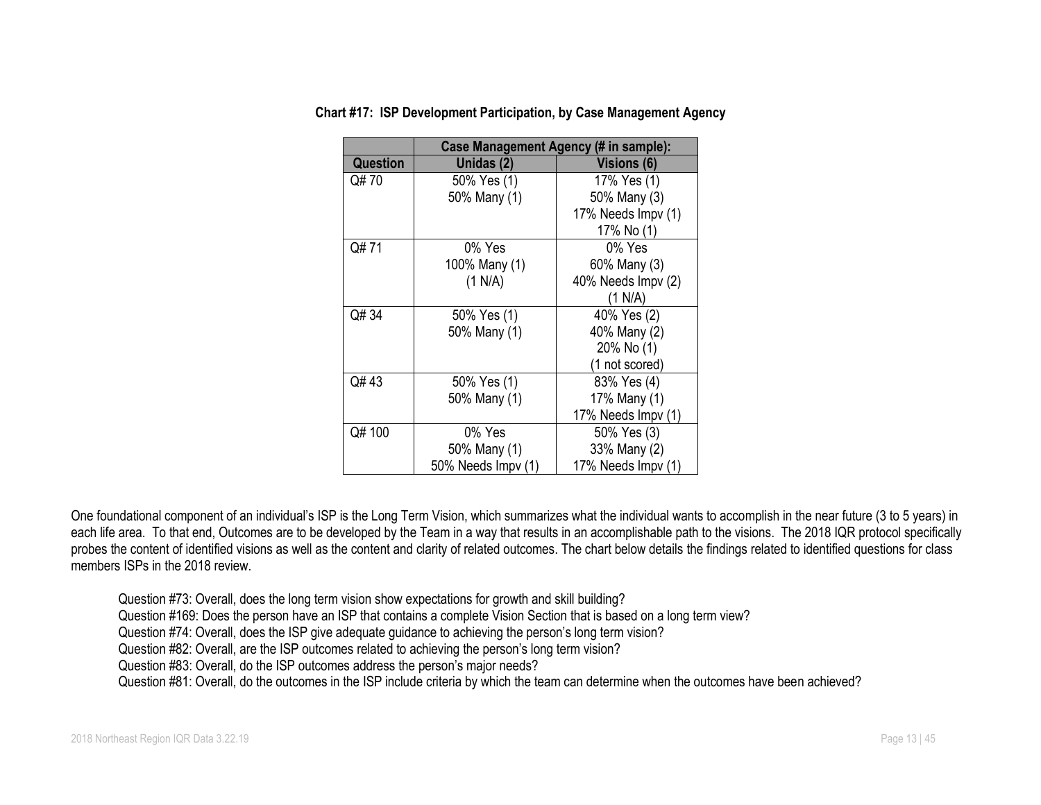**Chart #17: ISP Development Participation, by Case Management Agency**

| | Case Management Agency (# in sample): | |
|---|---|---|
| **Question** | **Unidas (2)** | **Visions (6)** |
| Q# 70 | 50% Yes (1)<br>50% Many (1) | 17% Yes (1)<br>50% Many (3)<br>17% Needs Impv (1)<br>17% No (1) |
| Q# 71 | 0% Yes<br>100% Many (1)<br>(1 N/A) | 0% Yes<br>60% Many (3)<br>40% Needs Impv (2)<br>(1 N/A) |
| Q# 34 | 50% Yes (1)<br>50% Many (1) | 40% Yes (2)<br>40% Many (2)<br>20% No (1)<br>(1 not scored) |
| Q# 43 | 50% Yes (1)<br>50% Many (1) | 83% Yes (4)<br>17% Many (1)<br>17% Needs Impv (1) |
| Q# 100 | 0% Yes<br>50% Many (1)<br>50% Needs Impv (1) | 50% Yes (3)<br>33% Many (2)<br>17% Needs Impv (1) |

One foundational component of an individual's ISP is the Long Term Vision, which summarizes what the individual wants to accomplish in the near future (3 to 5 years) in each life area. To that end, Outcomes are to be developed by the Team in a way that results in an accomplishable path to the visions. The 2018 IQR protocol specifically probes the content of identified visions as well as the content and clarity of related outcomes. The chart below details the findings related to identified questions for class members ISPs in the 2018 review.

Question #73: Overall, does the long term vision show expectations for growth and skill building?
Question #169: Does the person have an ISP that contains a complete Vision Section that is based on a long term view?
Question #74: Overall, does the ISP give adequate guidance to achieving the person's long term vision?
Question #82: Overall, are the ISP outcomes related to achieving the person's long term vision?
Question #83: Overall, do the ISP outcomes address the person's major needs?
Question #81: Overall, do the outcomes in the ISP include criteria by which the team can determine when the outcomes have been achieved?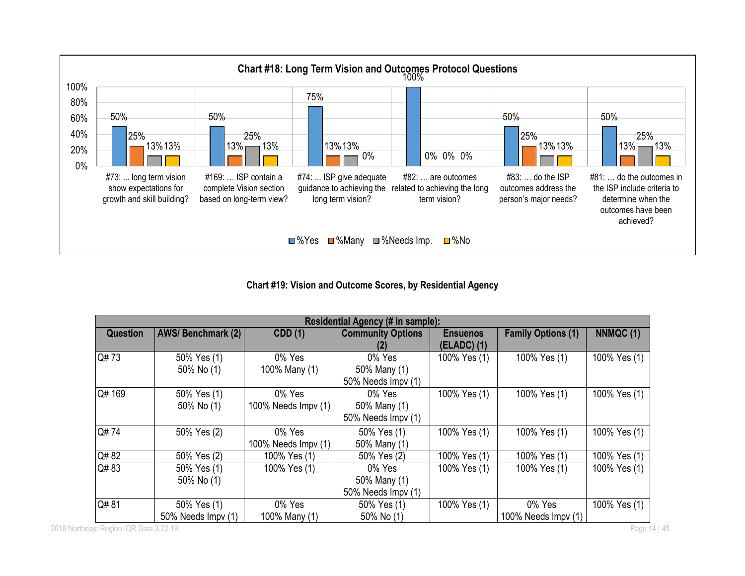**Chart #18: Long Term Vision and Outcomes Protocol Questions**

| Question | %Yes | %Many | %Needs Imp. | %No |
|---|---|---|---|---|
| #73: ... long term vision show expectations for growth and skill building? | 50% | 25% | 13% | 13% |
| #169: … ISP contain a complete Vision section based on long-term view? | 50% | 13% | 25% | 13% |
| #74: ... ISP give adequate guidance to achieving the long term vision? | 75% | 13% | 13% | 0% |
| #82: … are outcomes related to achieving the long term vision? | 100% | 0% | 0% | 0% |
| #83: … do the ISP outcomes address the person's major needs? | 50% | 25% | 13% | 13% |
| #81: … do the outcomes in the ISP include criteria to determine when the outcomes have been achieved? | 50% | 13% | 25% | 13% |

**Chart #19: Vision and Outcome Scores, by Residential Agency**

| Question | Residential Agency (# in sample): AWS/ Benchmark (2) | CDD (1) | Community Options (2) | Ensuenos (ELADC) (1) | Family Options (1) | NNMQC (1) |
|---|---|---|---|---|---|---|
| Q# 73 | 50% Yes (1)<br>50% No (1) | 0% Yes<br>100% Many (1) | 0% Yes<br>50% Many (1)<br>50% Needs Impv (1) | 100% Yes (1) | 100% Yes (1) | 100% Yes (1) |
| Q# 169 | 50% Yes (1)<br>50% No (1) | 0% Yes<br>100% Needs Impv (1) | 0% Yes<br>50% Many (1)<br>50% Needs Impv (1) | 100% Yes (1) | 100% Yes (1) | 100% Yes (1) |
| Q# 74 | 50% Yes (2) | 0% Yes<br>100% Needs Impv (1) | 50% Yes (1)<br>50% Many (1) | 100% Yes (1) | 100% Yes (1) | 100% Yes (1) |
| Q# 82 | 50% Yes (2) | 100% Yes (1) | 50% Yes (2) | 100% Yes (1) | 100% Yes (1) | 100% Yes (1) |
| Q# 83 | 50% Yes (1)<br>50% No (1) | 100% Yes (1) | 0% Yes<br>50% Many (1)<br>50% Needs Impv (1) | 100% Yes (1) | 100% Yes (1) | 100% Yes (1) |
| Q# 81 | 50% Yes (1)<br>50% Needs Impv (1) | 0% Yes<br>100% Many (1) | 50% Yes (1)<br>50% No (1) | 100% Yes (1) | 0% Yes<br>100% Needs Impv (1) | 100% Yes (1) |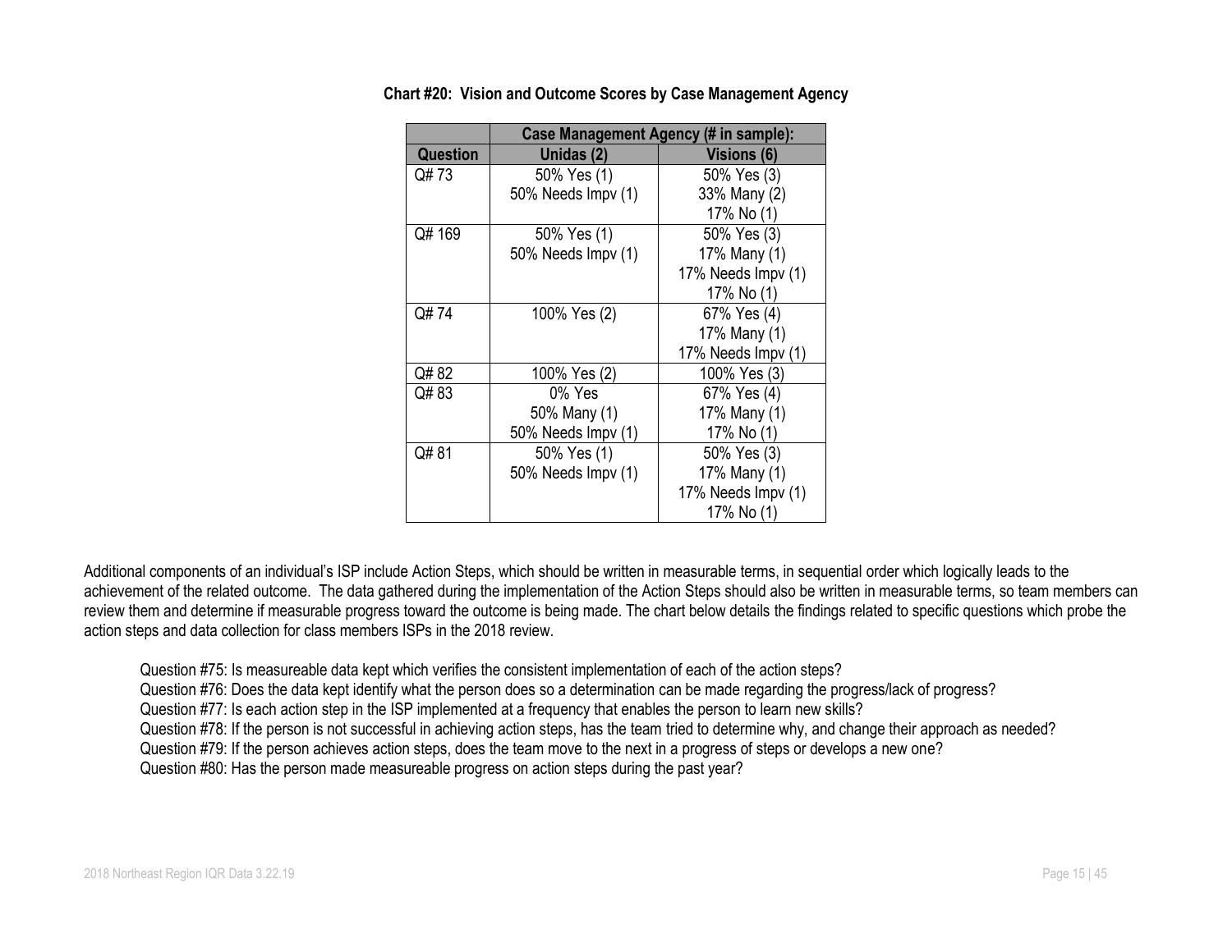**Chart #20: Vision and Outcome Scores by Case Management Agency**

| | Case Management Agency (# in sample): | |
|---|---|---|
| **Question** | **Unidas (2)** | **Visions (6)** |
| Q# 73 | 50% Yes (1)<br>50% Needs Impv (1) | 50% Yes (3)<br>33% Many (2)<br>17% No (1) |
| Q# 169 | 50% Yes (1)<br>50% Needs Impv (1) | 50% Yes (3)<br>17% Many (1)<br>17% Needs Impv (1)<br>17% No (1) |
| Q# 74 | 100% Yes (2) | 67% Yes (4)<br>17% Many (1)<br>17% Needs Impv (1) |
| Q# 82 | 100% Yes (2) | 100% Yes (3) |
| Q# 83 | 0% Yes<br>50% Many (1)<br>50% Needs Impv (1) | 67% Yes (4)<br>17% Many (1)<br>17% No (1) |
| Q# 81 | 50% Yes (1)<br>50% Needs Impv (1) | 50% Yes (3)<br>17% Many (1)<br>17% Needs Impv (1)<br>17% No (1) |

Additional components of an individual's ISP include Action Steps, which should be written in measurable terms, in sequential order which logically leads to the achievement of the related outcome. The data gathered during the implementation of the Action Steps should also be written in measurable terms, so team members can review them and determine if measurable progress toward the outcome is being made. The chart below details the findings related to specific questions which probe the action steps and data collection for class members ISPs in the 2018 review.

Question #75: Is measureable data kept which verifies the consistent implementation of each of the action steps?
Question #76: Does the data kept identify what the person does so a determination can be made regarding the progress/lack of progress?
Question #77: Is each action step in the ISP implemented at a frequency that enables the person to learn new skills?
Question #78: If the person is not successful in achieving action steps, has the team tried to determine why, and change their approach as needed?
Question #79: If the person achieves action steps, does the team move to the next in a progress of steps or develops a new one?
Question #80: Has the person made measureable progress on action steps during the past year?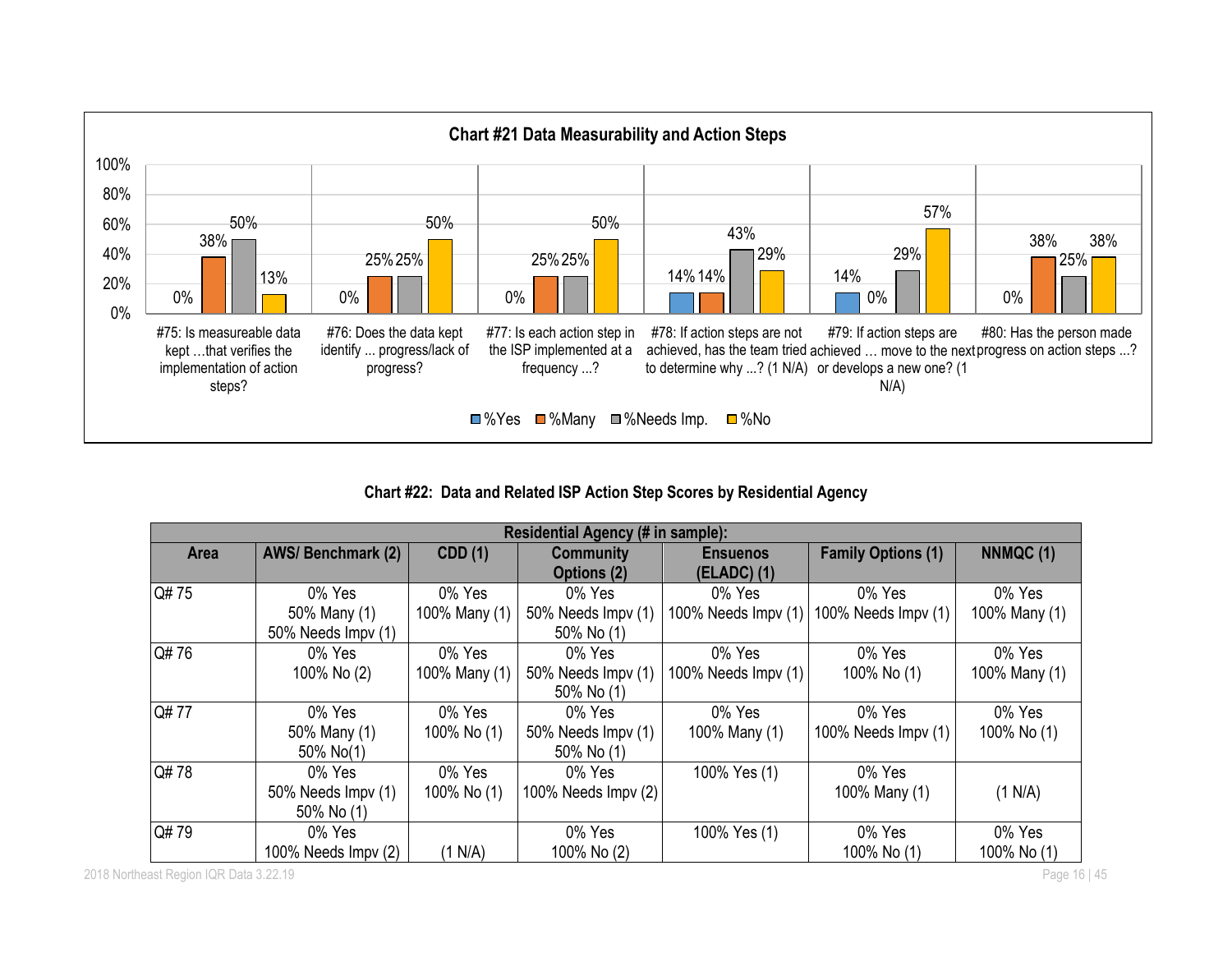**Chart #21 Data Measurability and Action Steps**

| Question | %Yes | %Many | %Needs Imp. | %No |
|---|---|---|---|---|
| #75: Is measureable data kept …that verifies the implementation of action steps? | 0% | 38% | 50% | 13% |
| #76: Does the data kept identify ... progress/lack of progress? | 0% | 25% | 25% | 50% |
| #77: Is each action step in the ISP implemented at a frequency ...? | 0% | 25% | 25% | 50% |
| #78: If action steps are not achieved, has the team tried to determine why ...? (1 N/A) | 14% | 14% | 43% | 29% |
| #79: If action steps are achieved … move to the next or develops a new one? (1 N/A) | 14% | 0% | 29% | 57% |
| #80: Has the person made progress on action steps ...? | 0% | 38% | 25% | 38% |

**Chart #22: Data and Related ISP Action Step Scores by Residential Agency**

| Residential Agency (# in sample): | | | | | | |
|---|---|---|---|---|---|---|
| **Area** | **AWS/ Benchmark (2)** | **CDD (1)** | **Community Options (2)** | **Ensuenos (ELADC) (1)** | **Family Options (1)** | **NNMQC (1)** |
| Q# 75 | 0% Yes<br>50% Many (1)<br>50% Needs Impv (1) | 0% Yes<br>100% Many (1) | 0% Yes<br>50% Needs Impv (1)<br>50% No (1) | 0% Yes<br>100% Needs Impv (1) | 0% Yes<br>100% Needs Impv (1) | 0% Yes<br>100% Many (1) |
| Q# 76 | 0% Yes<br>100% No (2) | 0% Yes<br>100% Many (1) | 0% Yes<br>50% Needs Impv (1)<br>50% No (1) | 0% Yes<br>100% Needs Impv (1) | 0% Yes<br>100% No (1) | 0% Yes<br>100% Many (1) |
| Q# 77 | 0% Yes<br>50% Many (1)<br>50% No(1) | 0% Yes<br>100% No (1) | 0% Yes<br>50% Needs Impv (1)<br>50% No (1) | 0% Yes<br>100% Many (1) | 0% Yes<br>100% Needs Impv (1) | 0% Yes<br>100% No (1) |
| Q# 78 | 0% Yes<br>50% Needs Impv (1)<br>50% No (1) | 0% Yes<br>100% No (1) | 0% Yes<br>100% Needs Impv (2) | 100% Yes (1) | 0% Yes<br>100% Many (1) | (1 N/A) |
| Q# 79 | 0% Yes<br>100% Needs Impv (2) | (1 N/A) | 0% Yes<br>100% No (2) | 100% Yes (1) | 0% Yes<br>100% No (1) | 0% Yes<br>100% No (1) |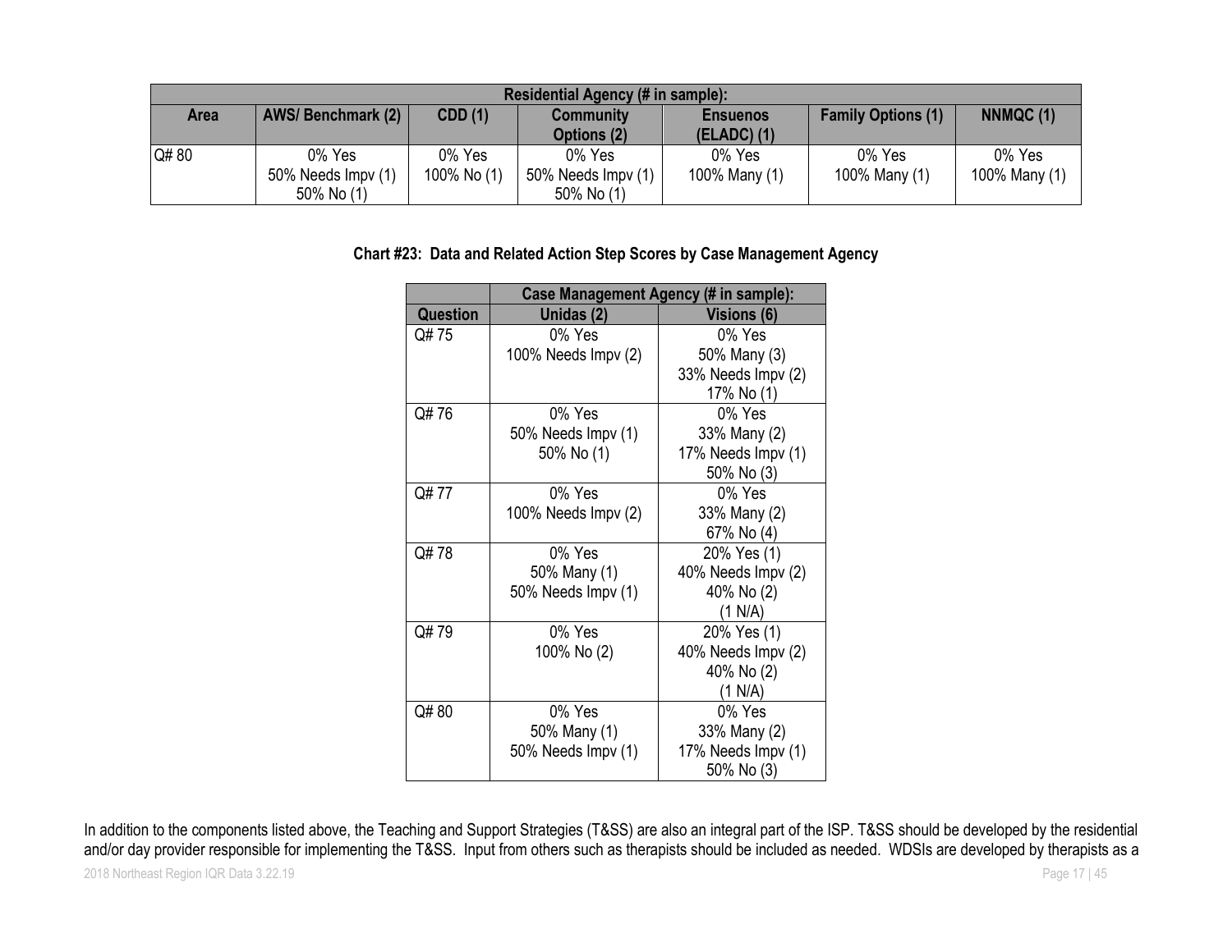| Residential Agency (# in sample): | | | | | | |
|---|---|---|---|---|---|---|
| Area | AWS/ Benchmark (2) | CDD (1) | Community Options (2) | Ensuenos (ELADC) (1) | Family Options (1) | NNMQC (1) |
| Q# 80 | 0% Yes<br>50% Needs Impv (1)<br>50% No (1) | 0% Yes<br>100% No (1) | 0% Yes<br>50% Needs Impv (1)<br>50% No (1) | 0% Yes<br>100% Many (1) | 0% Yes<br>100% Many (1) | 0% Yes<br>100% Many (1) |

**Chart #23: Data and Related Action Step Scores by Case Management Agency**

| | Case Management Agency (# in sample): | |
|---|---|---|
| Question | Unidas (2) | Visions (6) |
| Q# 75 | 0% Yes<br>100% Needs Impv (2) | 0% Yes<br>50% Many (3)<br>33% Needs Impv (2)<br>17% No (1) |
| Q# 76 | 0% Yes<br>50% Needs Impv (1)<br>50% No (1) | 0% Yes<br>33% Many (2)<br>17% Needs Impv (1)<br>50% No (3) |
| Q# 77 | 0% Yes<br>100% Needs Impv (2) | 0% Yes<br>33% Many (2)<br>67% No (4) |
| Q# 78 | 0% Yes<br>50% Many (1)<br>50% Needs Impv (1) | 20% Yes (1)<br>40% Needs Impv (2)<br>40% No (2)<br>(1 N/A) |
| Q# 79 | 0% Yes<br>100% No (2) | 20% Yes (1)<br>40% Needs Impv (2)<br>40% No (2)<br>(1 N/A) |
| Q# 80 | 0% Yes<br>50% Many (1)<br>50% Needs Impv (1) | 0% Yes<br>33% Many (2)<br>17% Needs Impv (1)<br>50% No (3) |

In addition to the components listed above, the Teaching and Support Strategies (T&SS) are also an integral part of the ISP. T&SS should be developed by the residential and/or day provider responsible for implementing the T&SS. Input from others such as therapists should be included as needed. WDSIs are developed by therapists as a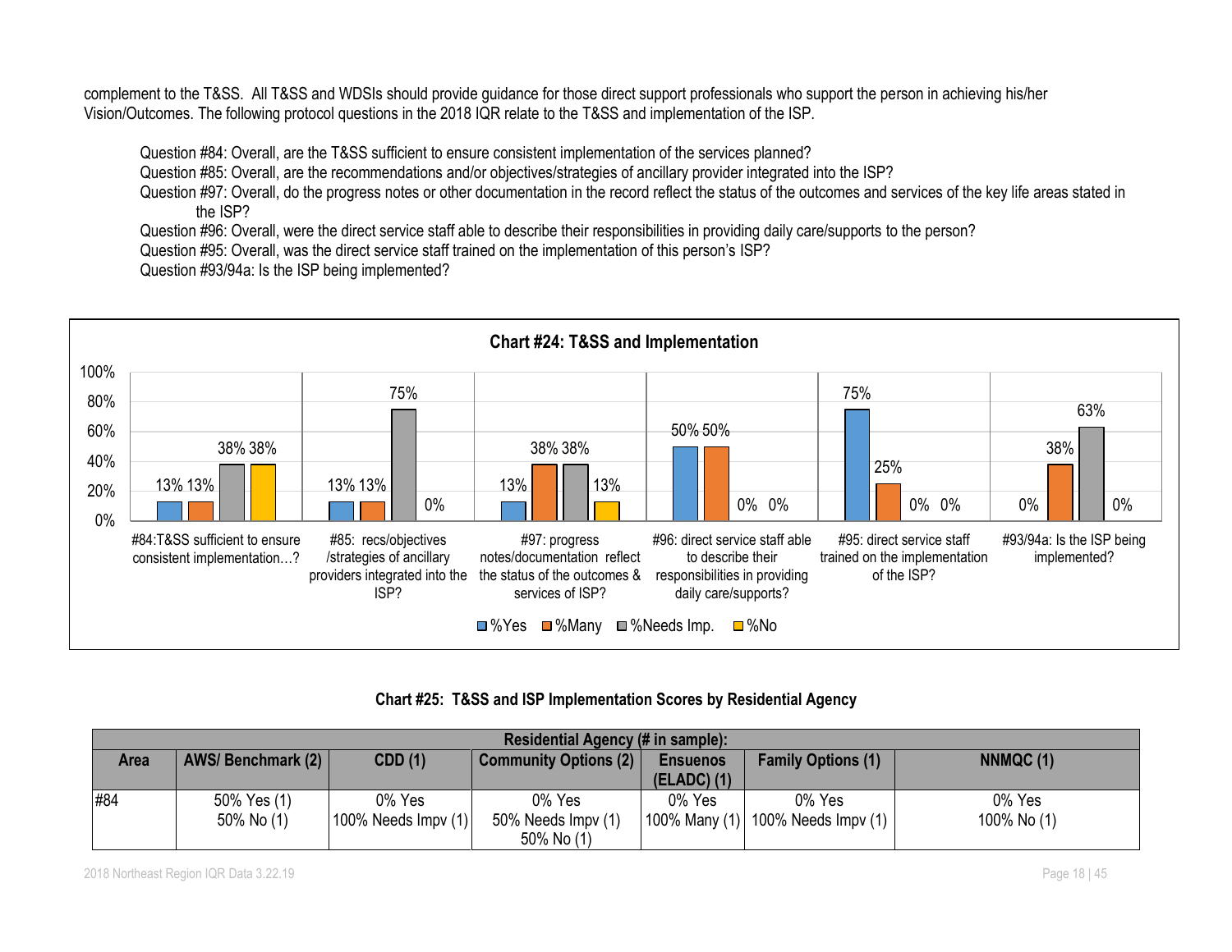complement to the T&SS. All T&SS and WDSIs should provide guidance for those direct support professionals who support the person in achieving his/her Vision/Outcomes. The following protocol questions in the 2018 IQR relate to the T&SS and implementation of the ISP.

Question #84: Overall, are the T&SS sufficient to ensure consistent implementation of the services planned?
Question #85: Overall, are the recommendations and/or objectives/strategies of ancillary provider integrated into the ISP?
Question #97: Overall, do the progress notes or other documentation in the record reflect the status of the outcomes and services of the key life areas stated in the ISP?
Question #96: Overall, were the direct service staff able to describe their responsibilities in providing daily care/supports to the person?
Question #95: Overall, was the direct service staff trained on the implementation of this person's ISP?
Question #93/94a: Is the ISP being implemented?

**Chart #24: T&SS and Implementation**

| | %Yes | %Many | %Needs Imp. | %No |
|---|---|---|---|---|
| #84:T&SS sufficient to ensure consistent implementation…? | 13% | 13% | 38% | 38% |
| #85: recs/objectives /strategies of ancillary providers integrated into the ISP? | 13% | 13% | 75% | 0% |
| #97: progress notes/documentation reflect the status of the outcomes & services of ISP? | 13% | 38% | 38% | 13% |
| #96: direct service staff able to describe their responsibilities in providing daily care/supports? | 50% | 50% | 0% | 0% |
| #95: direct service staff trained on the implementation of the ISP? | 75% | 25% | 0% | 0% |
| #93/94a: Is the ISP being implemented? | 0% | 38% | 63% | 0% |

**Chart #25: T&SS and ISP Implementation Scores by Residential Agency**

| Residential Agency (# in sample): | | | | | | |
|---|---|---|---|---|---|---|
| Area | AWS/ Benchmark (2) | CDD (1) | Community Options (2) | Ensuenos (ELADC) (1) | Family Options (1) | NNMQC (1) |
| #84 | 50% Yes (1)<br>50% No (1) | 0% Yes<br>100% Needs Impv (1) | 0% Yes<br>50% Needs Impv (1)<br>50% No (1) | 0% Yes<br>100% Many (1) | 0% Yes<br>100% Needs Impv (1) | 0% Yes<br>100% No (1) |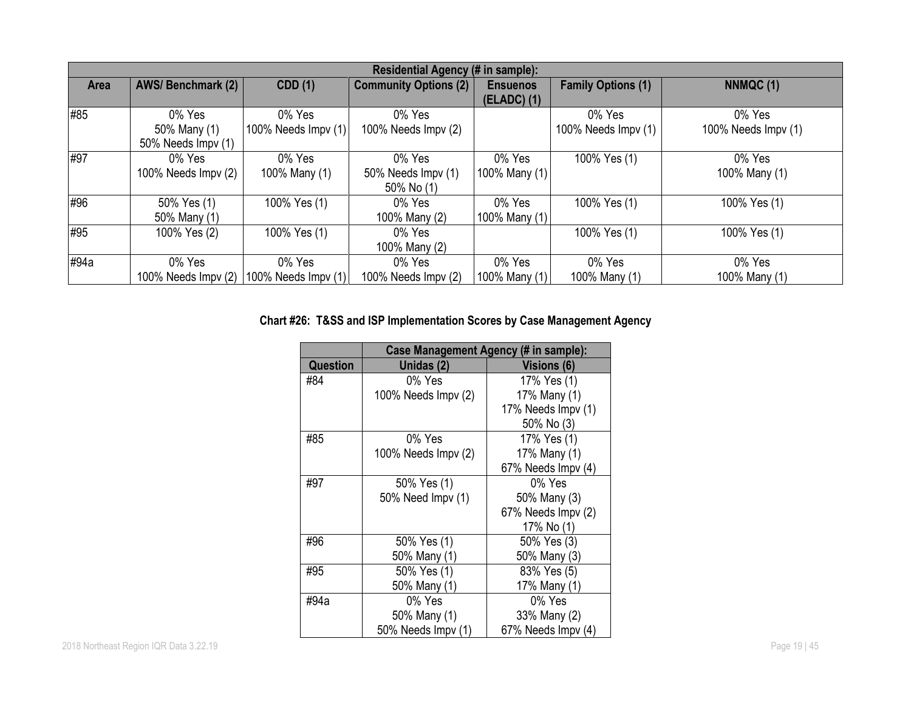| Residential Agency (# in sample): | | | | | | |
|---|---|---|---|---|---|---|
| **Area** | **AWS/ Benchmark (2)** | **CDD (1)** | **Community Options (2)** | **Ensuenos (ELADC) (1)** | **Family Options (1)** | **NNMQC (1)** |
| #85 | 0% Yes<br>50% Many (1)<br>50% Needs Impv (1) | 0% Yes<br>100% Needs Impv (1) | 0% Yes<br>100% Needs Impv (2) | | 0% Yes<br>100% Needs Impv (1) | 0% Yes<br>100% Needs Impv (1) |
| #97 | 0% Yes<br>100% Needs Impv (2) | 0% Yes<br>100% Many (1) | 0% Yes<br>50% Needs Impv (1)<br>50% No (1) | 0% Yes<br>100% Many (1) | 100% Yes (1) | 0% Yes<br>100% Many (1) |
| #96 | 50% Yes (1)<br>50% Many (1) | 100% Yes (1) | 0% Yes<br>100% Many (2) | 0% Yes<br>100% Many (1) | 100% Yes (1) | 100% Yes (1) |
| #95 | 100% Yes (2) | 100% Yes (1) | 0% Yes<br>100% Many (2) | | 100% Yes (1) | 100% Yes (1) |
| #94a | 0% Yes<br>100% Needs Impv (2) | 0% Yes<br>100% Needs Impv (1) | 0% Yes<br>100% Needs Impv (2) | 0% Yes<br>100% Many (1) | 0% Yes<br>100% Many (1) | 0% Yes<br>100% Many (1) |

**Chart #26: T&SS and ISP Implementation Scores by Case Management Agency**

| | Case Management Agency (# in sample): | |
|---|---|---|
| **Question** | **Unidas (2)** | **Visions (6)** |
| #84 | 0% Yes<br>100% Needs Impv (2) | 17% Yes (1)<br>17% Many (1)<br>17% Needs Impv (1)<br>50% No (3) |
| #85 | 0% Yes<br>100% Needs Impv (2) | 17% Yes (1)<br>17% Many (1)<br>67% Needs Impv (4) |
| #97 | 50% Yes (1)<br>50% Need Impv (1) | 0% Yes<br>50% Many (3)<br>67% Needs Impv (2)<br>17% No (1) |
| #96 | 50% Yes (1)<br>50% Many (1) | 50% Yes (3)<br>50% Many (3) |
| #95 | 50% Yes (1)<br>50% Many (1) | 83% Yes (5)<br>17% Many (1) |
| #94a | 0% Yes<br>50% Many (1)<br>50% Needs Impv (1) | 0% Yes<br>33% Many (2)<br>67% Needs Impv (4) |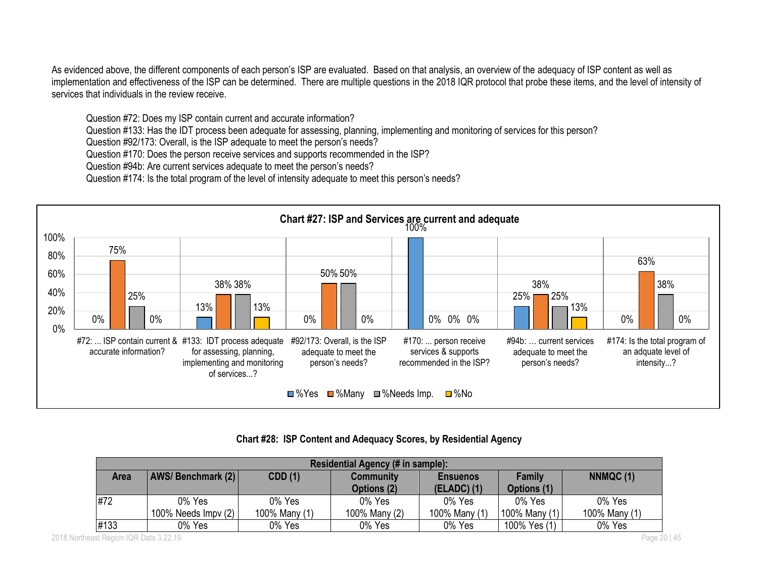As evidenced above, the different components of each person's ISP are evaluated. Based on that analysis, an overview of the adequacy of ISP content as well as implementation and effectiveness of the ISP can be determined. There are multiple questions in the 2018 IQR protocol that probe these items, and the level of intensity of services that individuals in the review receive.

Question #72: Does my ISP contain current and accurate information?
Question #133: Has the IDT process been adequate for assessing, planning, implementing and monitoring of services for this person?
Question #92/173: Overall, is the ISP adequate to meet the person's needs?
Question #170: Does the person receive services and supports recommended in the ISP?
Question #94b: Are current services adequate to meet the person's needs?
Question #174: Is the total program of the level of intensity adequate to meet this person's needs?

**Chart #27: ISP and Services are current and adequate**

| Question | %Yes | %Many | %Needs Imp. | %No |
|---|---|---|---|---|
| #72: ... ISP contain current & accurate information? | 0% | 75% | 25% | 0% |
| #133: IDT process adequate for assessing, planning, implementing and monitoring of services...? | 13% | 38% | 38% | 13% |
| #92/173: Overall, is the ISP adequate to meet the person's needs? | 0% | 50% | 50% | 0% |
| #170: ... person receive services & supports recommended in the ISP? | 100% | 0% | 0% | 0% |
| #94b: … current services adequate to meet the person's needs? | 25% | 38% | 25% | 13% |
| #174: Is the total program of an adquate level of intensity...? | 0% | 63% | 38% | 0% |

**Chart #28: ISP Content and Adequacy Scores, by Residential Agency**

| Residential Agency (# in sample): | | | | | | |
|---|---|---|---|---|---|---|
| **Area** | **AWS/ Benchmark (2)** | **CDD (1)** | **Community Options (2)** | **Ensuenos (ELADC) (1)** | **Family Options (1)** | **NNMQC (1)** |
| #72 | 0% Yes<br>100% Needs Impv (2) | 0% Yes<br>100% Many (1) | 0% Yes<br>100% Many (2) | 0% Yes<br>100% Many (1) | 0% Yes<br>100% Many (1) | 0% Yes<br>100% Many (1) |
| #133 | 0% Yes | 0% Yes | 0% Yes | 0% Yes | 100% Yes (1) | 0% Yes |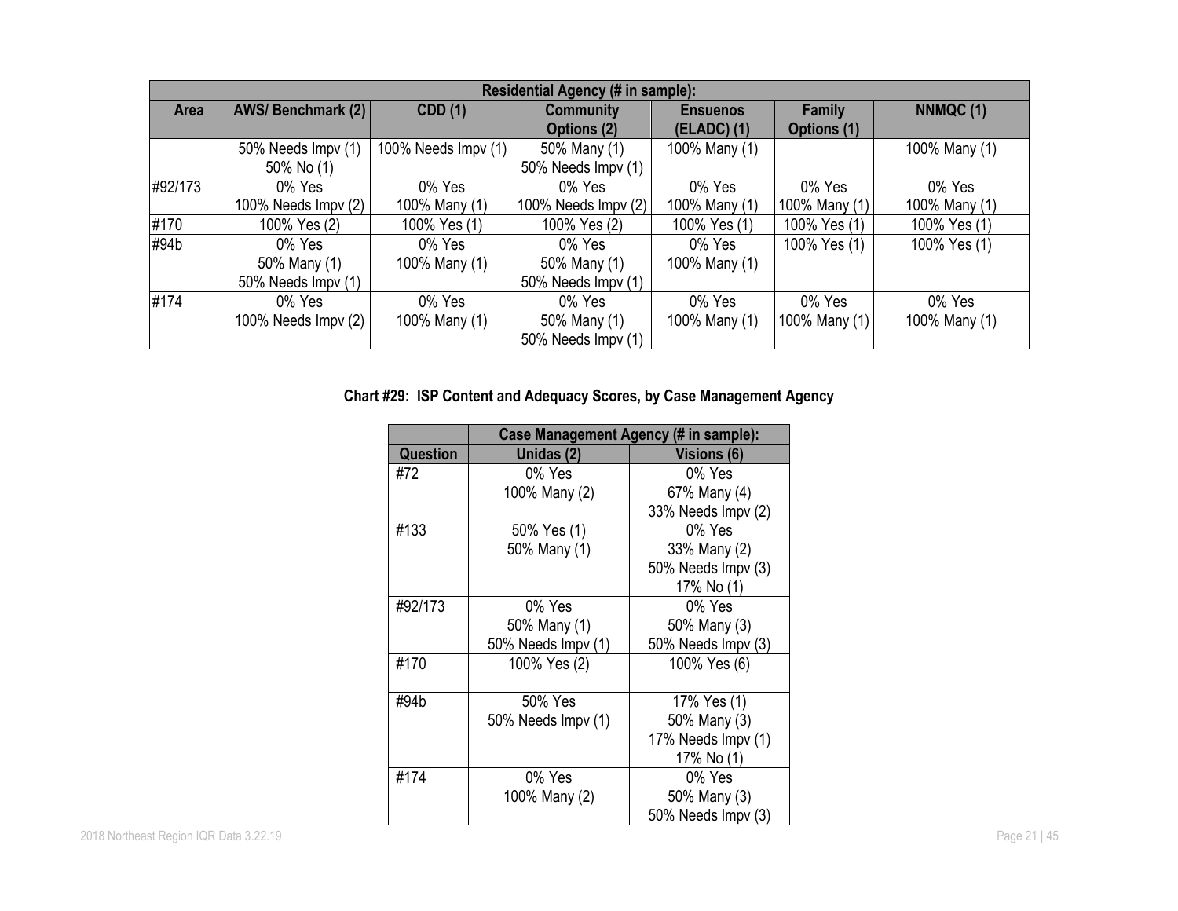| Residential Agency (# in sample): | | | | | | |
|---|---|---|---|---|---|---|
| Area | AWS/ Benchmark (2) | CDD (1) | Community Options (2) | Ensuenos (ELADC) (1) | Family Options (1) | NNMQC (1) |
| | 50% Needs Impv (1)<br>50% No (1) | 100% Needs Impv (1) | 50% Many (1)<br>50% Needs Impv (1) | 100% Many (1) | | 100% Many (1) |
| #92/173 | 0% Yes<br>100% Needs Impv (2) | 0% Yes<br>100% Many (1) | 0% Yes<br>100% Needs Impv (2) | 0% Yes<br>100% Many (1) | 0% Yes<br>100% Many (1) | 0% Yes<br>100% Many (1) |
| #170 | 100% Yes (2) | 100% Yes (1) | 100% Yes (2) | 100% Yes (1) | 100% Yes (1) | 100% Yes (1) |
| #94b | 0% Yes<br>50% Many (1)<br>50% Needs Impv (1) | 0% Yes<br>100% Many (1) | 0% Yes<br>50% Many (1)<br>50% Needs Impv (1) | 0% Yes<br>100% Many (1) | 100% Yes (1) | 100% Yes (1) |
| #174 | 0% Yes<br>100% Needs Impv (2) | 0% Yes<br>100% Many (1) | 0% Yes<br>50% Many (1)<br>50% Needs Impv (1) | 0% Yes<br>100% Many (1) | 0% Yes<br>100% Many (1) | 0% Yes<br>100% Many (1) |

**Chart #29: ISP Content and Adequacy Scores, by Case Management Agency**

| | Case Management Agency (# in sample): | |
|---|---|---|
| Question | Unidas (2) | Visions (6) |
| #72 | 0% Yes<br>100% Many (2) | 0% Yes<br>67% Many (4)<br>33% Needs Impv (2) |
| #133 | 50% Yes (1)<br>50% Many (1) | 0% Yes<br>33% Many (2)<br>50% Needs Impv (3)<br>17% No (1) |
| #92/173 | 0% Yes<br>50% Many (1)<br>50% Needs Impv (1) | 0% Yes<br>50% Many (3)<br>50% Needs Impv (3) |
| #170 | 100% Yes (2) | 100% Yes (6) |
| #94b | 50% Yes<br>50% Needs Impv (1) | 17% Yes (1)<br>50% Many (3)<br>17% Needs Impv (1)<br>17% No (1) |
| #174 | 0% Yes<br>100% Many (2) | 0% Yes<br>50% Many (3)<br>50% Needs Impv (3) |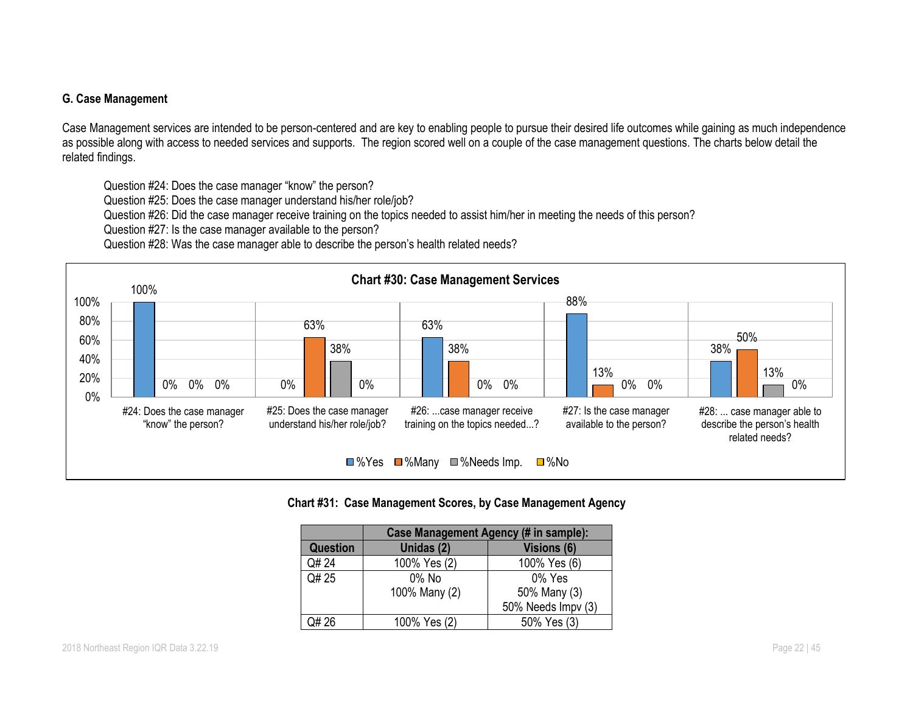### G. Case Management

Case Management services are intended to be person-centered and are key to enabling people to pursue their desired life outcomes while gaining as much independence as possible along with access to needed services and supports. The region scored well on a couple of the case management questions. The charts below detail the related findings.

Question #24: Does the case manager "know" the person?
Question #25: Does the case manager understand his/her role/job?
Question #26: Did the case manager receive training on the topics needed to assist him/her in meeting the needs of this person?
Question #27: Is the case manager available to the person?
Question #28: Was the case manager able to describe the person's health related needs?

**Chart #30: Case Management Services**

| Question | %Yes | %Many | %Needs Imp. | %No |
|---|---|---|---|---|
| #24: Does the case manager "know" the person? | 100% | 0% | 0% | 0% |
| #25: Does the case manager understand his/her role/job? | 0% | 63% | 38% | 0% |
| #26: ...case manager receive training on the topics needed...? | 63% | 38% | 0% | 0% |
| #27: Is the case manager available to the person? | 88% | 13% | 0% | 0% |
| #28: ... case manager able to describe the person's health related needs? | 38% | 50% | 13% | 0% |

**Chart #31: Case Management Scores, by Case Management Agency**

| | Case Management Agency (# in sample): | |
|---|---|---|
| **Question** | **Unidas (2)** | **Visions (6)** |
| Q# 24 | 100% Yes (2) | 100% Yes (6) |
| Q# 25 | 0% No<br>100% Many (2) | 0% Yes<br>50% Many (3)<br>50% Needs Impv (3) |
| Q# 26 | 100% Yes (2) | 50% Yes (3) |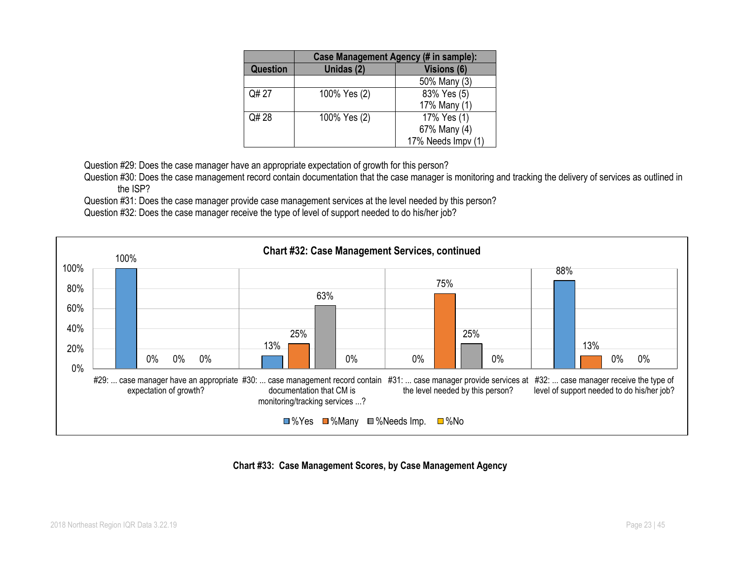| Question | Case Management Agency (# in sample): | |
|---|---|---|
| | Unidas (2) | Visions (6) |
| | | 50% Many (3) |
| Q# 27 | 100% Yes (2) | 83% Yes (5)<br>17% Many (1) |
| Q# 28 | 100% Yes (2) | 17% Yes (1)<br>67% Many (4)<br>17% Needs Impv (1) |

Question #29: Does the case manager have an appropriate expectation of growth for this person?

Question #30: Does the case management record contain documentation that the case manager is monitoring and tracking the delivery of services as outlined in the ISP?

Question #31: Does the case manager provide case management services at the level needed by this person?

Question #32: Does the case manager receive the type of level of support needed to do his/her job?

**Chart #32: Case Management Services, continued**

| | %Yes | %Many | %Needs Imp. | %No |
|---|---|---|---|---|
| #29: ... case manager have an appropriate expectation of growth? | 100% | 0% | 0% | 0% |
| #30: ... case management record contain documentation that CM is monitoring/tracking services ...? | 13% | 25% | 63% | 0% |
| #31: ... case manager provide services at the level needed by this person? | 0% | 75% | 25% | 0% |
| #32: ... case manager receive the type of level of support needed to do his/her job? | 88% | 13% | 0% | 0% |

**Chart #33: Case Management Scores, by Case Management Agency**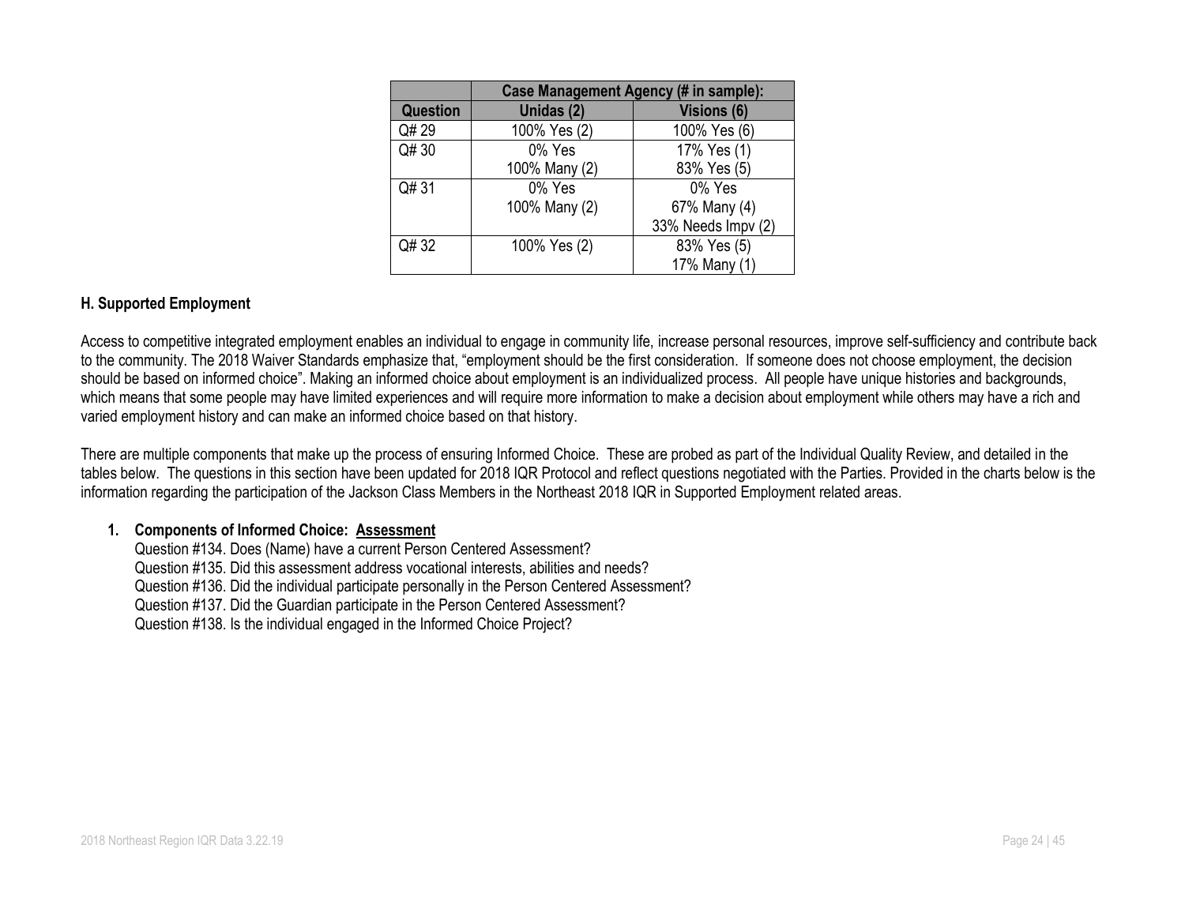| | Case Management Agency (# in sample): | |
|---|---|---|
| Question | Unidas (2) | Visions (6) |
| Q# 29 | 100% Yes (2) | 100% Yes (6) |
| Q# 30 | 0% Yes<br>100% Many (2) | 17% Yes (1)<br>83% Yes (5) |
| Q# 31 | 0% Yes<br>100% Many (2) | 0% Yes<br>67% Many (4)<br>33% Needs Impv (2) |
| Q# 32 | 100% Yes (2) | 83% Yes (5)<br>17% Many (1) |

**H. Supported Employment**

Access to competitive integrated employment enables an individual to engage in community life, increase personal resources, improve self-sufficiency and contribute back to the community. The 2018 Waiver Standards emphasize that, "employment should be the first consideration. If someone does not choose employment, the decision should be based on informed choice". Making an informed choice about employment is an individualized process. All people have unique histories and backgrounds, which means that some people may have limited experiences and will require more information to make a decision about employment while others may have a rich and varied employment history and can make an informed choice based on that history.

There are multiple components that make up the process of ensuring Informed Choice. These are probed as part of the Individual Quality Review, and detailed in the tables below. The questions in this section have been updated for 2018 IQR Protocol and reflect questions negotiated with the Parties. Provided in the charts below is the information regarding the participation of the Jackson Class Members in the Northeast 2018 IQR in Supported Employment related areas.

1. **Components of Informed Choice: Assessment**
   Question #134. Does (Name) have a current Person Centered Assessment?
   Question #135. Did this assessment address vocational interests, abilities and needs?
   Question #136. Did the individual participate personally in the Person Centered Assessment?
   Question #137. Did the Guardian participate in the Person Centered Assessment?
   Question #138. Is the individual engaged in the Informed Choice Project?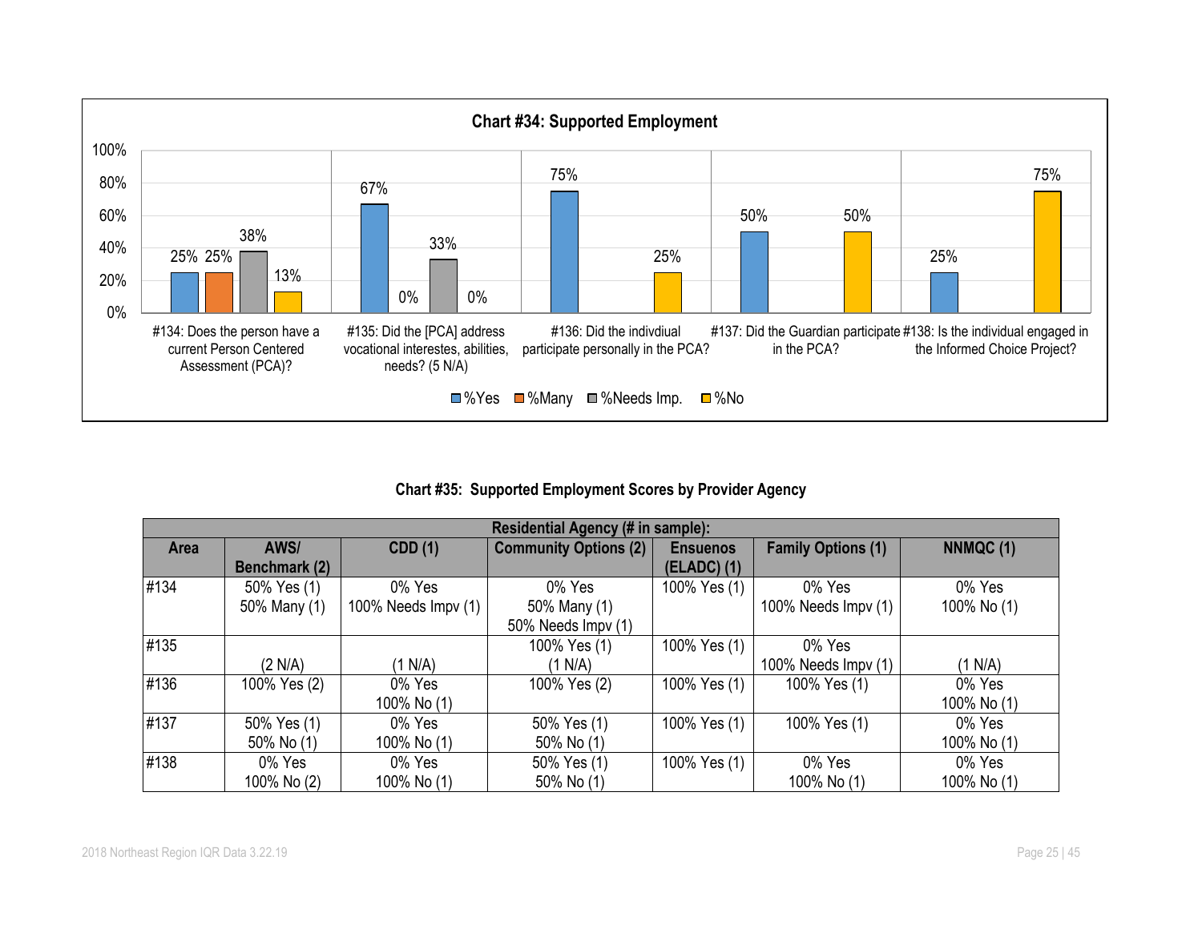**Chart #34: Supported Employment**

| Question | %Yes | %Many | %Needs Imp. | %No |
|---|---|---|---|---|
| #134: Does the person have a current Person Centered Assessment (PCA)? | 25% | 25% | 38% | 13% |
| #135: Did the [PCA] address vocational interestes, abilities, needs? (5 N/A) | 67% | 0% | 33% | 0% |
| #136: Did the indivdiual participate personally in the PCA? | 75% | | | 25% |
| #137: Did the Guardian participate in the PCA? | 50% | | | 50% |
| #138: Is the individual engaged in the Informed Choice Project? | 25% | | | 75% |

**Chart #35: Supported Employment Scores by Provider Agency**

| Residential Agency (# in sample): | | | | | | |
|---|---|---|---|---|---|---|
| **Area** | **AWS/ Benchmark (2)** | **CDD (1)** | **Community Options (2)** | **Ensuenos (ELADC) (1)** | **Family Options (1)** | **NNMQC (1)** |
| #134 | 50% Yes (1) 50% Many (1) | 0% Yes 100% Needs Impv (1) | 0% Yes 50% Many (1) 50% Needs Impv (1) | 100% Yes (1) | 0% Yes 100% Needs Impv (1) | 0% Yes 100% No (1) |
| #135 | (2 N/A) | (1 N/A) | 100% Yes (1) (1 N/A) | 100% Yes (1) | 0% Yes 100% Needs Impv (1) | (1 N/A) |
| #136 | 100% Yes (2) | 0% Yes 100% No (1) | 100% Yes (2) | 100% Yes (1) | 100% Yes (1) | 0% Yes 100% No (1) |
| #137 | 50% Yes (1) 50% No (1) | 0% Yes 100% No (1) | 50% Yes (1) 50% No (1) | 100% Yes (1) | 100% Yes (1) | 0% Yes 100% No (1) |
| #138 | 0% Yes 100% No (2) | 0% Yes 100% No (1) | 50% Yes (1) 50% No (1) | 100% Yes (1) | 0% Yes 100% No (1) | 0% Yes 100% No (1) |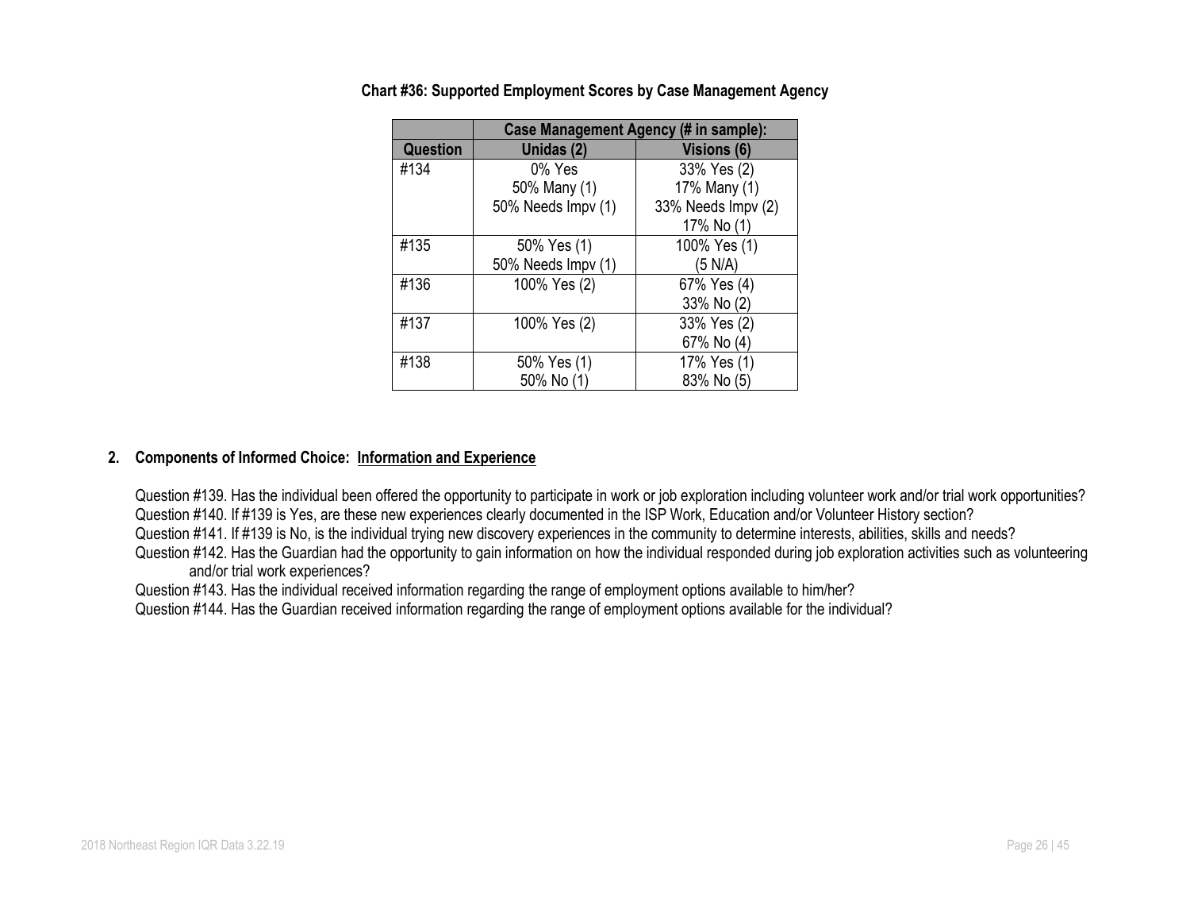**Chart #36: Supported Employment Scores by Case Management Agency**

| | Case Management Agency (# in sample): | |
|---|---|---|
| **Question** | **Unidas (2)** | **Visions (6)** |
| #134 | 0% Yes<br>50% Many (1)<br>50% Needs Impv (1) | 33% Yes (2)<br>17% Many (1)<br>33% Needs Impv (2)<br>17% No (1) |
| #135 | 50% Yes (1)<br>50% Needs Impv (1) | 100% Yes (1)<br>(5 N/A) |
| #136 | 100% Yes (2) | 67% Yes (4)<br>33% No (2) |
| #137 | 100% Yes (2) | 33% Yes (2)<br>67% No (4) |
| #138 | 50% Yes (1)<br>50% No (1) | 17% Yes (1)<br>83% No (5) |

## 2. Components of Informed Choice: Information and Experience

Question #139. Has the individual been offered the opportunity to participate in work or job exploration including volunteer work and/or trial work opportunities?
Question #140. If #139 is Yes, are these new experiences clearly documented in the ISP Work, Education and/or Volunteer History section?
Question #141. If #139 is No, is the individual trying new discovery experiences in the community to determine interests, abilities, skills and needs?
Question #142. Has the Guardian had the opportunity to gain information on how the individual responded during job exploration activities such as volunteering and/or trial work experiences?
Question #143. Has the individual received information regarding the range of employment options available to him/her?
Question #144. Has the Guardian received information regarding the range of employment options available for the individual?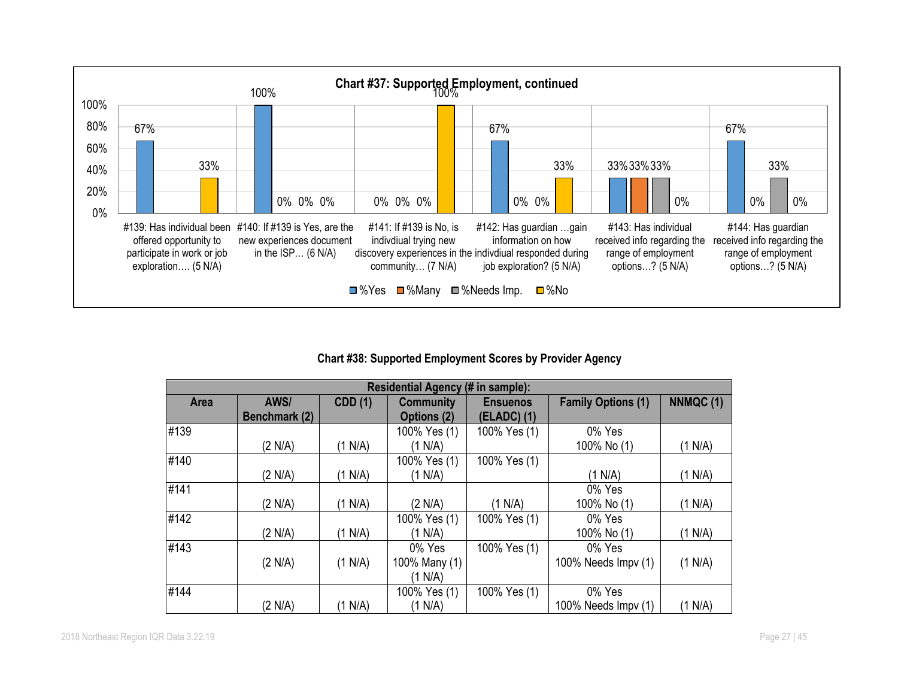**Chart #37: Supported Employment, continued**

| Question | %Yes | %Many | %Needs Imp. | %No |
|---|---|---|---|---|
| #139: Has individual been offered opportunity to participate in work or job exploration…. (5 N/A) | 67% | | | 33% |
| #140: If #139 is Yes, are the new experiences document in the ISP… (6 N/A) | 100% | 0% | 0% | 0% |
| #141: If #139 is No, is indivdiual trying new discovery experiences in the community… (7 N/A) | 0% | 0% | 0% | 100% |
| #142: Has guardian …gain information on how the indivdiual responded during job exploration? (5 N/A) | 67% | 0% | 0% | 33% |
| #143: Has individual received info regarding the range of employment options…? (5 N/A) | 33% | 33% | 33% | 0% |
| #144: Has guardian received info regarding the range of employment options…? (5 N/A) | 67% | 0% | 33% | 0% |

**Chart #38: Supported Employment Scores by Provider Agency**

| | Residential Agency (# in sample): | | | | | |
|---|---|---|---|---|---|---|
| **Area** | **AWS/ Benchmark (2)** | **CDD (1)** | **Community Options (2)** | **Ensuenos (ELADC) (1)** | **Family Options (1)** | **NNMQC (1)** |
| #139 | (2 N/A) | (1 N/A) | 100% Yes (1) (1 N/A) | 100% Yes (1) | 0% Yes 100% No (1) | (1 N/A) |
| #140 | (2 N/A) | (1 N/A) | 100% Yes (1) (1 N/A) | 100% Yes (1) | (1 N/A) | (1 N/A) |
| #141 | (2 N/A) | (1 N/A) | (2 N/A) | (1 N/A) | 0% Yes 100% No (1) | (1 N/A) |
| #142 | (2 N/A) | (1 N/A) | 100% Yes (1) (1 N/A) | 100% Yes (1) | 0% Yes 100% No (1) | (1 N/A) |
| #143 | (2 N/A) | (1 N/A) | 0% Yes 100% Many (1) (1 N/A) | 100% Yes (1) | 0% Yes 100% Needs Impv (1) | (1 N/A) |
| #144 | (2 N/A) | (1 N/A) | 100% Yes (1) (1 N/A) | 100% Yes (1) | 0% Yes 100% Needs Impv (1) | (1 N/A) |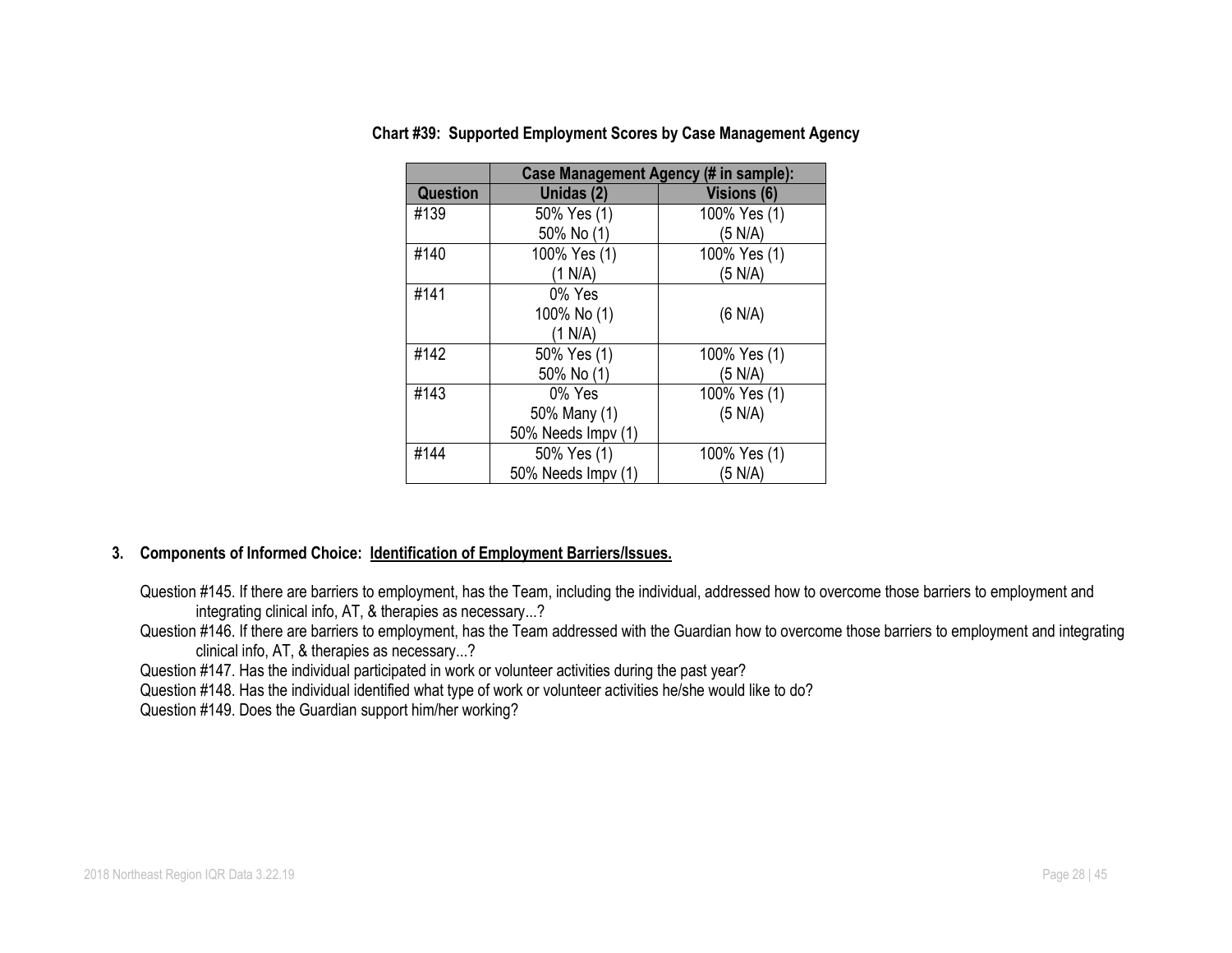**Chart #39: Supported Employment Scores by Case Management Agency**

| | Case Management Agency (# in sample): | |
|---|---|---|
| **Question** | **Unidas (2)** | **Visions (6)** |
| #139 | 50% Yes (1)<br>50% No (1) | 100% Yes (1)<br>(5 N/A) |
| #140 | 100% Yes (1)<br>(1 N/A) | 100% Yes (1)<br>(5 N/A) |
| #141 | 0% Yes<br>100% No (1)<br>(1 N/A) | (6 N/A) |
| #142 | 50% Yes (1)<br>50% No (1) | 100% Yes (1)<br>(5 N/A) |
| #143 | 0% Yes<br>50% Many (1)<br>50% Needs Impv (1) | 100% Yes (1)<br>(5 N/A) |
| #144 | 50% Yes (1)<br>50% Needs Impv (1) | 100% Yes (1)<br>(5 N/A) |

**3. Components of Informed Choice: <u>Identification of Employment Barriers/Issues.</u>**

Question #145. If there are barriers to employment, has the Team, including the individual, addressed how to overcome those barriers to employment and integrating clinical info, AT, & therapies as necessary...?

Question #146. If there are barriers to employment, has the Team addressed with the Guardian how to overcome those barriers to employment and integrating clinical info, AT, & therapies as necessary...?

Question #147. Has the individual participated in work or volunteer activities during the past year?

Question #148. Has the individual identified what type of work or volunteer activities he/she would like to do?

Question #149. Does the Guardian support him/her working?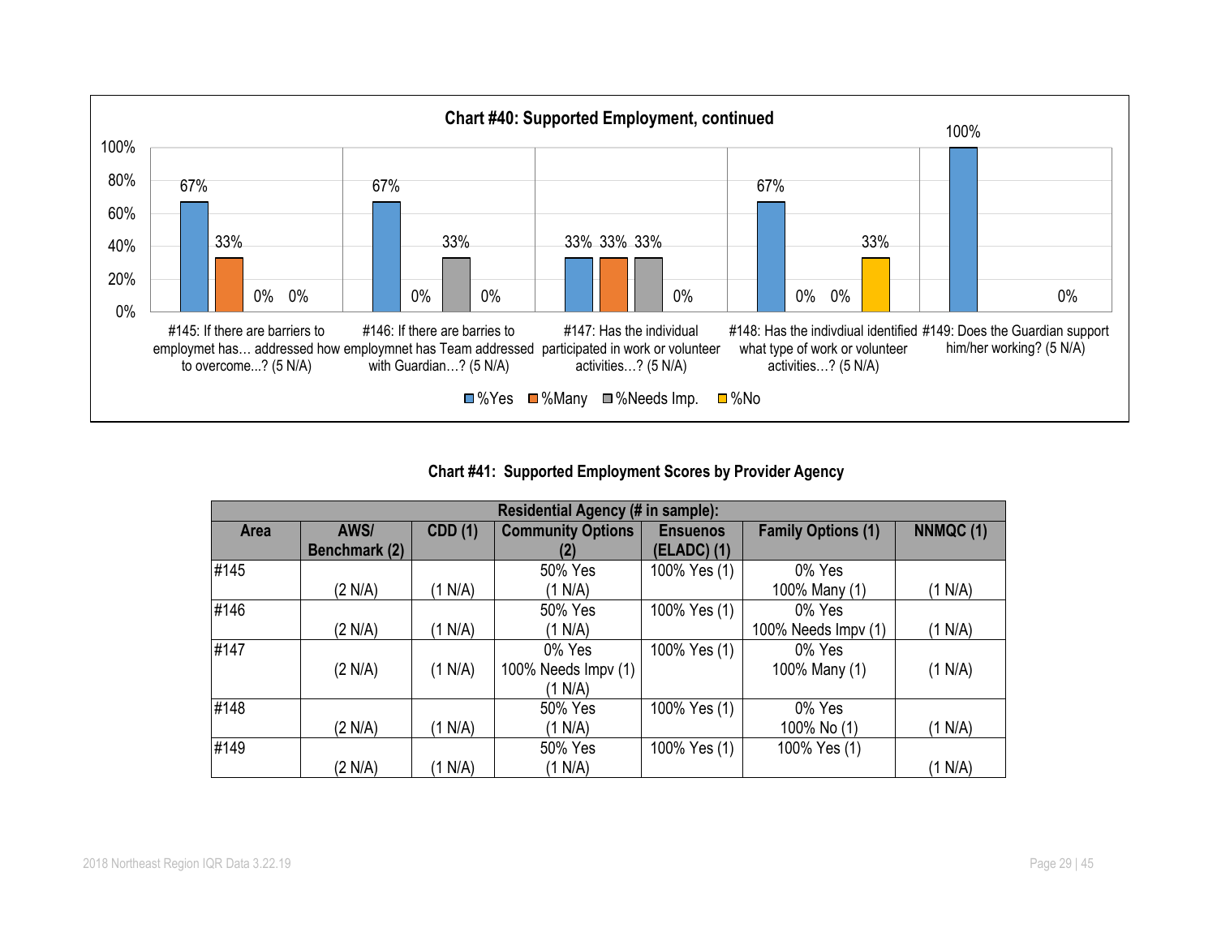**Chart #40: Supported Employment, continued**

| Question | %Yes | %Many | %Needs Imp. | %No |
|---|---|---|---|---|
| #145: If there are barriers to employmet has… addressed how to overcome...? (5 N/A) | 67% | 33% | 0% | 0% |
| #146: If there are barries to employmnet has Team addressed with Guardian…? (5 N/A) | 67% | 0% | 33% | 0% |
| #147: Has the individual participated in work or volunteer activities…? (5 N/A) | 33% | 33% | 33% | 0% |
| #148: Has the indivdiual identified what type of work or volunteer activities…? (5 N/A) | 67% | 0% | 0% | 33% |
| #149: Does the Guardian support him/her working? (5 N/A) | 100% | | | 0% |

**Chart #41: Supported Employment Scores by Provider Agency**

| | Residential Agency (# in sample): | | | | | |
|---|---|---|---|---|---|---|
| **Area** | **AWS/ Benchmark (2)** | **CDD (1)** | **Community Options (2)** | **Ensuenos (ELADC) (1)** | **Family Options (1)** | **NNMQC (1)** |
| #145 | (2 N/A) | (1 N/A) | 50% Yes (1 N/A) | 100% Yes (1) | 0% Yes 100% Many (1) | (1 N/A) |
| #146 | (2 N/A) | (1 N/A) | 50% Yes (1 N/A) | 100% Yes (1) | 0% Yes 100% Needs Impv (1) | (1 N/A) |
| #147 | (2 N/A) | (1 N/A) | 0% Yes 100% Needs Impv (1) (1 N/A) | 100% Yes (1) | 0% Yes 100% Many (1) | (1 N/A) |
| #148 | (2 N/A) | (1 N/A) | 50% Yes (1 N/A) | 100% Yes (1) | 0% Yes 100% No (1) | (1 N/A) |
| #149 | (2 N/A) | (1 N/A) | 50% Yes (1 N/A) | 100% Yes (1) | 100% Yes (1) | (1 N/A) |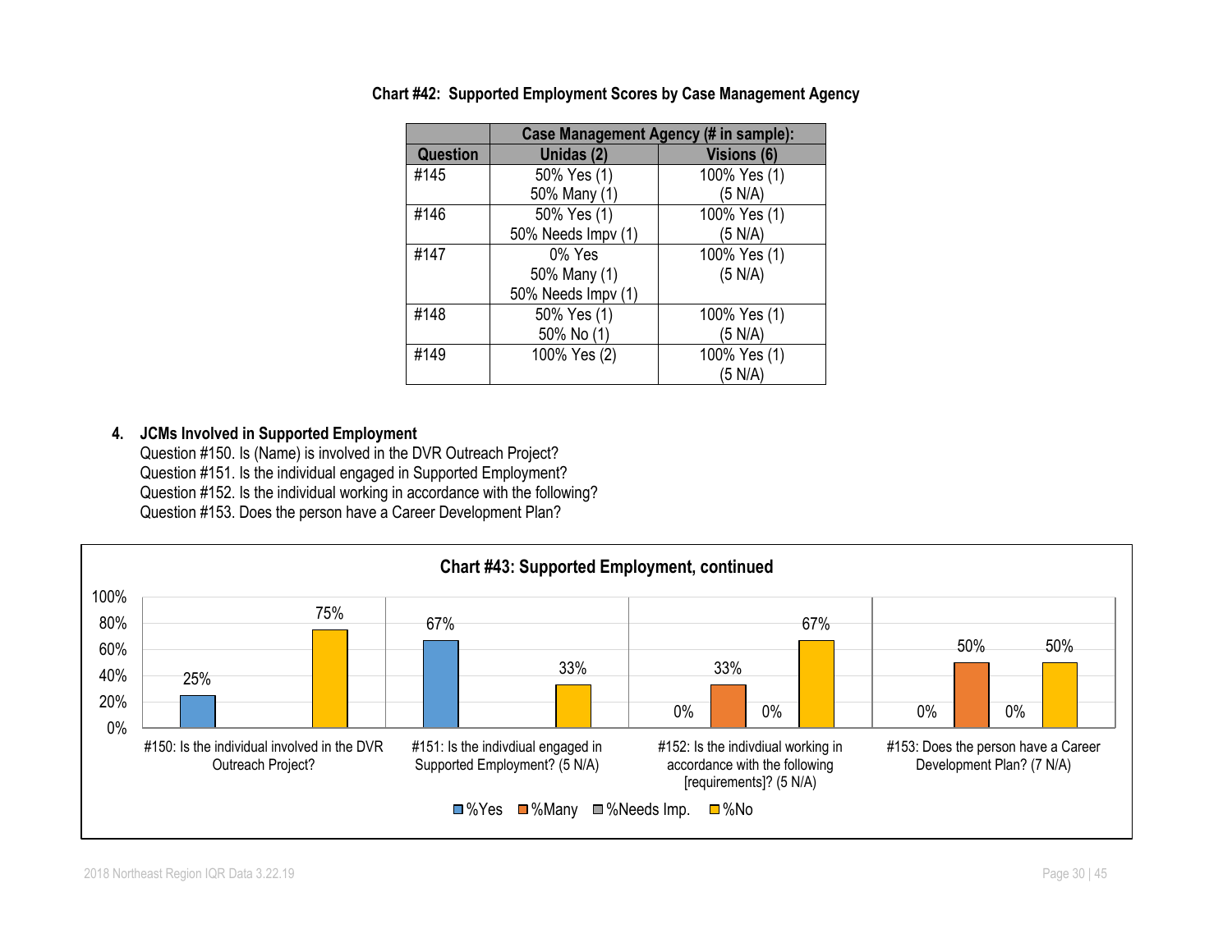**Chart #42: Supported Employment Scores by Case Management Agency**

| Question | Case Management Agency (# in sample): Unidas (2) | Visions (6) |
|---|---|---|
| #145 | 50% Yes (1)<br>50% Many (1) | 100% Yes (1)<br>(5 N/A) |
| #146 | 50% Yes (1)<br>50% Needs Impv (1) | 100% Yes (1)<br>(5 N/A) |
| #147 | 0% Yes<br>50% Many (1)<br>50% Needs Impv (1) | 100% Yes (1)<br>(5 N/A) |
| #148 | 50% Yes (1)<br>50% No (1) | 100% Yes (1)<br>(5 N/A) |
| #149 | 100% Yes (2) | 100% Yes (1)<br>(5 N/A) |

4. **JCMs Involved in Supported Employment**

   Question #150. Is (Name) is involved in the DVR Outreach Project?
   Question #151. Is the individual engaged in Supported Employment?
   Question #152. Is the individual working in accordance with the following?
   Question #153. Does the person have a Career Development Plan?

**Chart #43: Supported Employment, continued**

| Question | %Yes | %Many | %Needs Imp. | %No |
|---|---|---|---|---|
| #150: Is the individual involved in the DVR Outreach Project? | 25% | | | 75% |
| #151: Is the indivdiual engaged in Supported Employment? (5 N/A) | 67% | | | 33% |
| #152: Is the indivdiual working in accordance with the following [requirements]? (5 N/A) | 0% | 33% | 0% | 67% |
| #153: Does the person have a Career Development Plan? (7 N/A) | 0% | 50% | 0% | 50% |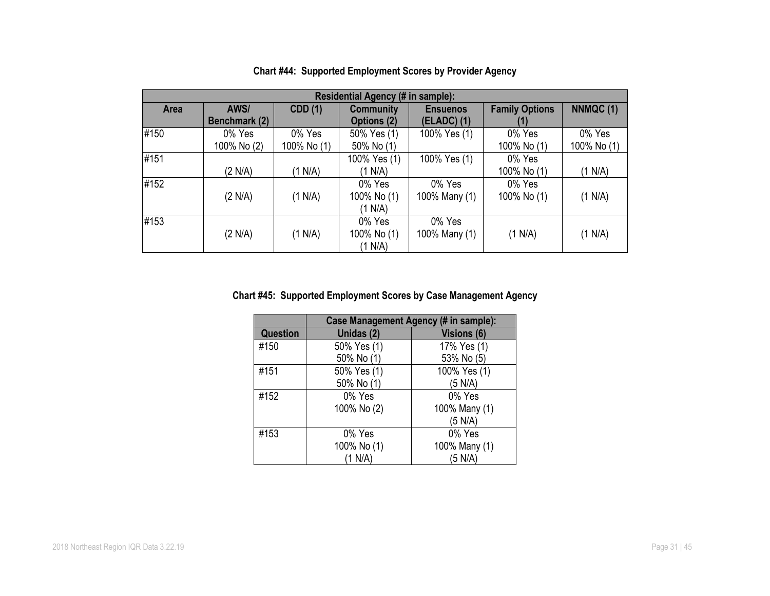**Chart #44: Supported Employment Scores by Provider Agency**

| | Residential Agency (# in sample): | | | | | |
|---|---|---|---|---|---|---|
| **Area** | **AWS/ Benchmark (2)** | **CDD (1)** | **Community Options (2)** | **Ensuenos (ELADC) (1)** | **Family Options (1)** | **NNMQC (1)** |
| #150 | 0% Yes<br>100% No (2) | 0% Yes<br>100% No (1) | 50% Yes (1)<br>50% No (1) | 100% Yes (1) | 0% Yes<br>100% No (1) | 0% Yes<br>100% No (1) |
| #151 | (2 N/A) | (1 N/A) | 100% Yes (1)<br>(1 N/A) | 100% Yes (1) | 0% Yes<br>100% No (1) | (1 N/A) |
| #152 | (2 N/A) | (1 N/A) | 0% Yes<br>100% No (1)<br>(1 N/A) | 0% Yes<br>100% Many (1) | 0% Yes<br>100% No (1) | (1 N/A) |
| #153 | (2 N/A) | (1 N/A) | 0% Yes<br>100% No (1)<br>(1 N/A) | 0% Yes<br>100% Many (1) | (1 N/A) | (1 N/A) |

**Chart #45: Supported Employment Scores by Case Management Agency**

| | Case Management Agency (# in sample): | |
|---|---|---|
| **Question** | **Unidas (2)** | **Visions (6)** |
| #150 | 50% Yes (1)<br>50% No (1) | 17% Yes (1)<br>53% No (5) |
| #151 | 50% Yes (1)<br>50% No (1) | 100% Yes (1)<br>(5 N/A) |
| #152 | 0% Yes<br>100% No (2) | 0% Yes<br>100% Many (1)<br>(5 N/A) |
| #153 | 0% Yes<br>100% No (1)<br>(1 N/A) | 0% Yes<br>100% Many (1)<br>(5 N/A) |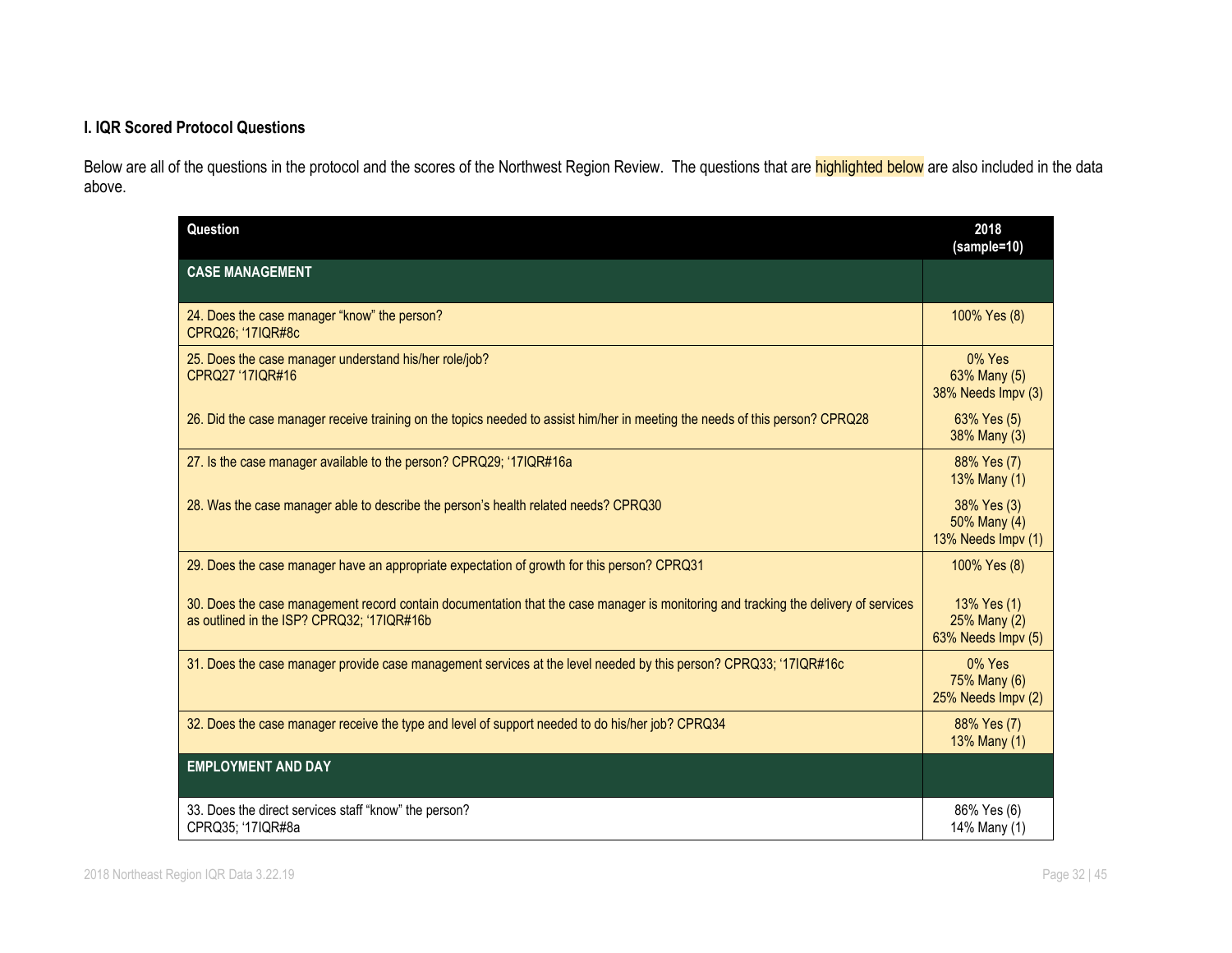### I. IQR Scored Protocol Questions

Below are all of the questions in the protocol and the scores of the Northwest Region Review. The questions that are highlighted below are also included in the data above.

| Question | 2018 (sample=10) |
|---|---|
| **CASE MANAGEMENT** | |
| 24. Does the case manager "know" the person? CPRQ26; '17IQR#8c | 100% Yes (8) |
| 25. Does the case manager understand his/her role/job? CPRQ27 '17IQR#16 | 0% Yes<br>63% Many (5)<br>38% Needs Impv (3) |
| 26. Did the case manager receive training on the topics needed to assist him/her in meeting the needs of this person? CPRQ28 | 63% Yes (5)<br>38% Many (3) |
| 27. Is the case manager available to the person? CPRQ29; '17IQR#16a | 88% Yes (7)<br>13% Many (1) |
| 28. Was the case manager able to describe the person's health related needs? CPRQ30 | 38% Yes (3)<br>50% Many (4)<br>13% Needs Impv (1) |
| 29. Does the case manager have an appropriate expectation of growth for this person? CPRQ31 | 100% Yes (8) |
| 30. Does the case management record contain documentation that the case manager is monitoring and tracking the delivery of services as outlined in the ISP? CPRQ32; '17IQR#16b | 13% Yes (1)<br>25% Many (2)<br>63% Needs Impv (5) |
| 31. Does the case manager provide case management services at the level needed by this person? CPRQ33; '17IQR#16c | 0% Yes<br>75% Many (6)<br>25% Needs Impv (2) |
| 32. Does the case manager receive the type and level of support needed to do his/her job? CPRQ34 | 88% Yes (7)<br>13% Many (1) |
| **EMPLOYMENT AND DAY** | |
| 33. Does the direct services staff "know" the person? CPRQ35; '17IQR#8a | 86% Yes (6)<br>14% Many (1) |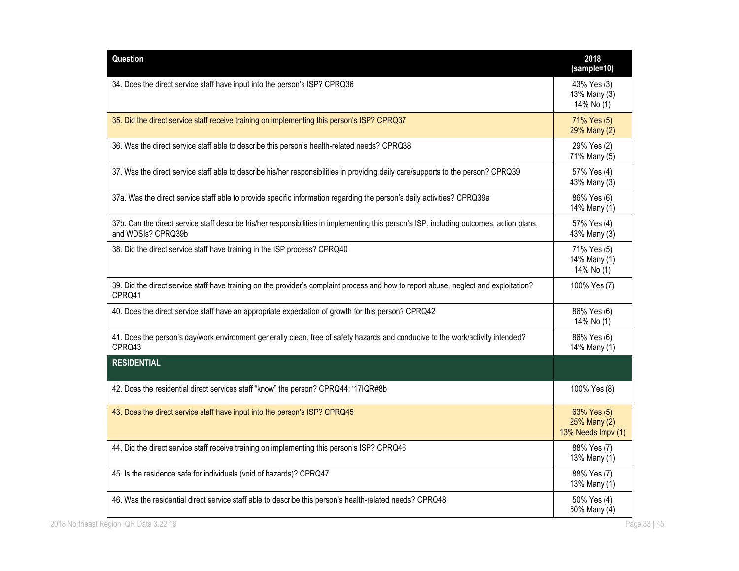| Question | 2018 (sample=10) |
|---|---|
| 34. Does the direct service staff have input into the person's ISP? CPRQ36 | 43% Yes (3)<br>43% Many (3)<br>14% No (1) |
| 35. Did the direct service staff receive training on implementing this person's ISP? CPRQ37 | 71% Yes (5)<br>29% Many (2) |
| 36. Was the direct service staff able to describe this person's health-related needs? CPRQ38 | 29% Yes (2)<br>71% Many (5) |
| 37. Was the direct service staff able to describe his/her responsibilities in providing daily care/supports to the person? CPRQ39 | 57% Yes (4)<br>43% Many (3) |
| 37a. Was the direct service staff able to provide specific information regarding the person's daily activities? CPRQ39a | 86% Yes (6)<br>14% Many (1) |
| 37b. Can the direct service staff describe his/her responsibilities in implementing this person's ISP, including outcomes, action plans, and WDSIs? CPRQ39b | 57% Yes (4)<br>43% Many (3) |
| 38. Did the direct service staff have training in the ISP process? CPRQ40 | 71% Yes (5)<br>14% Many (1)<br>14% No (1) |
| 39. Did the direct service staff have training on the provider's complaint process and how to report abuse, neglect and exploitation? CPRQ41 | 100% Yes (7) |
| 40. Does the direct service staff have an appropriate expectation of growth for this person? CPRQ42 | 86% Yes (6)<br>14% No (1) |
| 41. Does the person's day/work environment generally clean, free of safety hazards and conducive to the work/activity intended? CPRQ43 | 86% Yes (6)<br>14% Many (1) |
| **RESIDENTIAL** | |
| 42. Does the residential direct services staff "know" the person? CPRQ44; '17IQR#8b | 100% Yes (8) |
| 43. Does the direct service staff have input into the person's ISP? CPRQ45 | 63% Yes (5)<br>25% Many (2)<br>13% Needs Impv (1) |
| 44. Did the direct service staff receive training on implementing this person's ISP? CPRQ46 | 88% Yes (7)<br>13% Many (1) |
| 45. Is the residence safe for individuals (void of hazards)? CPRQ47 | 88% Yes (7)<br>13% Many (1) |
| 46. Was the residential direct service staff able to describe this person's health-related needs? CPRQ48 | 50% Yes (4)<br>50% Many (4) |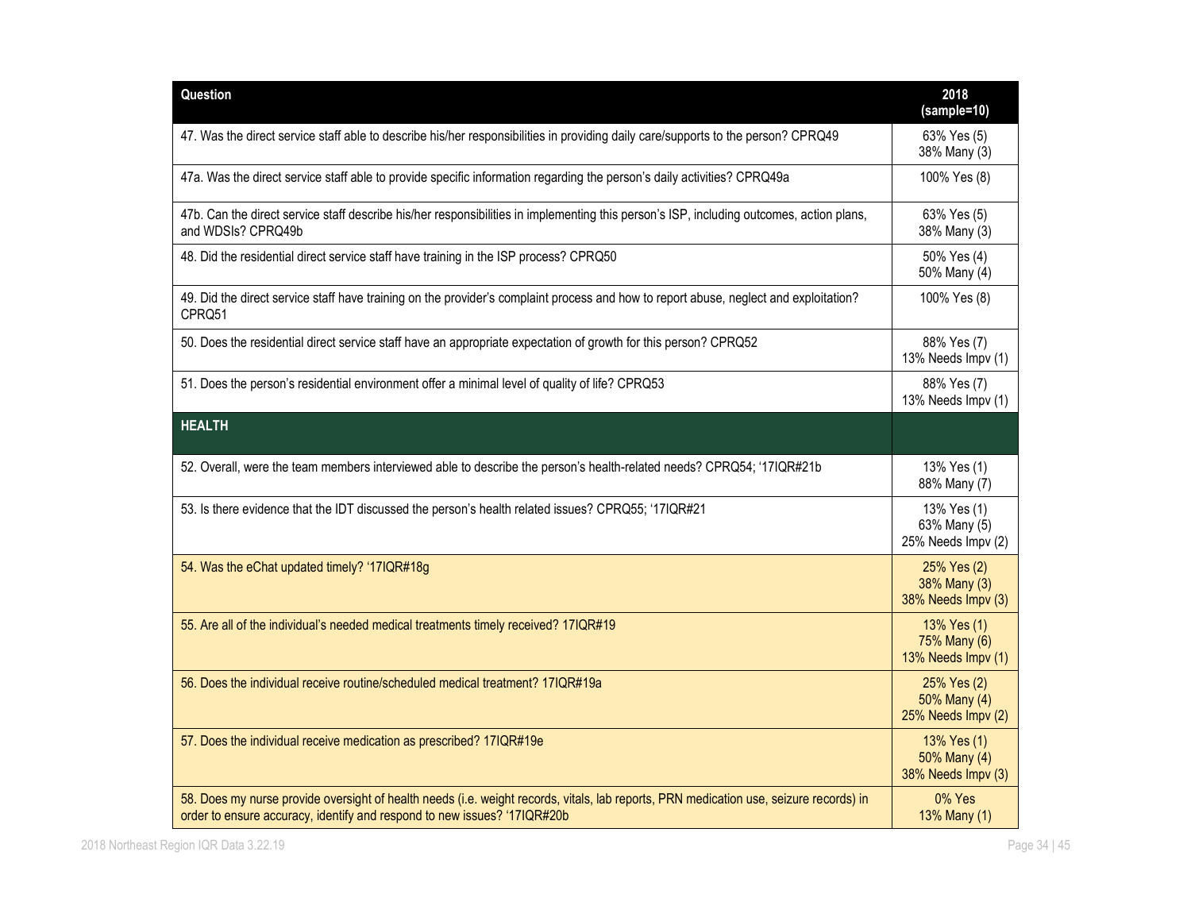| Question | 2018 (sample=10) |
|---|---|
| 47. Was the direct service staff able to describe his/her responsibilities in providing daily care/supports to the person? CPRQ49 | 63% Yes (5)<br>38% Many (3) |
| 47a. Was the direct service staff able to provide specific information regarding the person's daily activities? CPRQ49a | 100% Yes (8) |
| 47b. Can the direct service staff describe his/her responsibilities in implementing this person's ISP, including outcomes, action plans, and WDSIs? CPRQ49b | 63% Yes (5)<br>38% Many (3) |
| 48. Did the residential direct service staff have training in the ISP process? CPRQ50 | 50% Yes (4)<br>50% Many (4) |
| 49. Did the direct service staff have training on the provider's complaint process and how to report abuse, neglect and exploitation? CPRQ51 | 100% Yes (8) |
| 50. Does the residential direct service staff have an appropriate expectation of growth for this person? CPRQ52 | 88% Yes (7)<br>13% Needs Impv (1) |
| 51. Does the person's residential environment offer a minimal level of quality of life? CPRQ53 | 88% Yes (7)<br>13% Needs Impv (1) |
| **HEALTH** | |
| 52. Overall, were the team members interviewed able to describe the person's health-related needs? CPRQ54; '17IQR#21b | 13% Yes (1)<br>88% Many (7) |
| 53. Is there evidence that the IDT discussed the person's health related issues? CPRQ55; '17IQR#21 | 13% Yes (1)<br>63% Many (5)<br>25% Needs Impv (2) |
| 54. Was the eChat updated timely? '17IQR#18g | 25% Yes (2)<br>38% Many (3)<br>38% Needs Impv (3) |
| 55. Are all of the individual's needed medical treatments timely received? 17IQR#19 | 13% Yes (1)<br>75% Many (6)<br>13% Needs Impv (1) |
| 56. Does the individual receive routine/scheduled medical treatment? 17IQR#19a | 25% Yes (2)<br>50% Many (4)<br>25% Needs Impv (2) |
| 57. Does the individual receive medication as prescribed? 17IQR#19e | 13% Yes (1)<br>50% Many (4)<br>38% Needs Impv (3) |
| 58. Does my nurse provide oversight of health needs (i.e. weight records, vitals, lab reports, PRN medication use, seizure records) in order to ensure accuracy, identify and respond to new issues? '17IQR#20b | 0% Yes<br>13% Many (1) |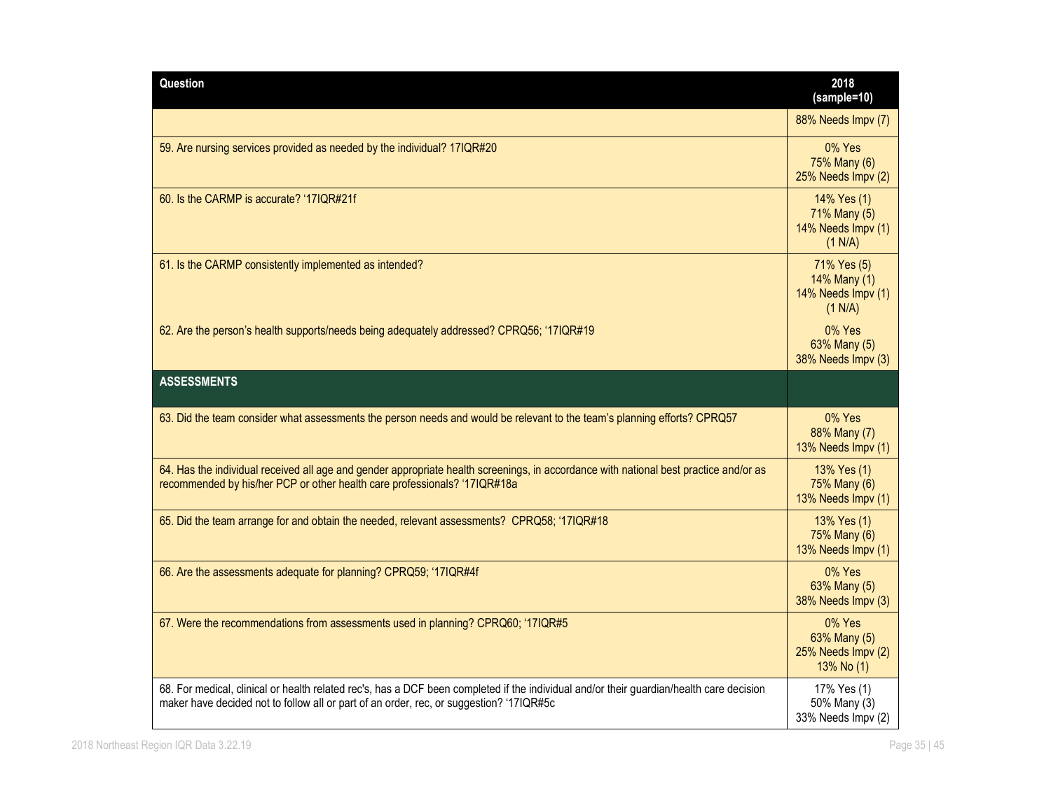| Question | 2018 (sample=10) |
| --- | --- |
| | 88% Needs Impv (7) |
| 59. Are nursing services provided as needed by the individual? 17IQR#20 | 0% Yes<br>75% Many (6)<br>25% Needs Impv (2) |
| 60. Is the CARMP is accurate? '17IQR#21f | 14% Yes (1)<br>71% Many (5)<br>14% Needs Impv (1)<br>(1 N/A) |
| 61. Is the CARMP consistently implemented as intended? | 71% Yes (5)<br>14% Many (1)<br>14% Needs Impv (1)<br>(1 N/A) |
| 62. Are the person's health supports/needs being adequately addressed? CPRQ56; '17IQR#19 | 0% Yes<br>63% Many (5)<br>38% Needs Impv (3) |
| **ASSESSMENTS** | |
| 63. Did the team consider what assessments the person needs and would be relevant to the team's planning efforts? CPRQ57 | 0% Yes<br>88% Many (7)<br>13% Needs Impv (1) |
| 64. Has the individual received all age and gender appropriate health screenings, in accordance with national best practice and/or as recommended by his/her PCP or other health care professionals? '17IQR#18a | 13% Yes (1)<br>75% Many (6)<br>13% Needs Impv (1) |
| 65. Did the team arrange for and obtain the needed, relevant assessments? CPRQ58; '17IQR#18 | 13% Yes (1)<br>75% Many (6)<br>13% Needs Impv (1) |
| 66. Are the assessments adequate for planning? CPRQ59; '17IQR#4f | 0% Yes<br>63% Many (5)<br>38% Needs Impv (3) |
| 67. Were the recommendations from assessments used in planning? CPRQ60; '17IQR#5 | 0% Yes<br>63% Many (5)<br>25% Needs Impv (2)<br>13% No (1) |
| 68. For medical, clinical or health related rec's, has a DCF been completed if the individual and/or their guardian/health care decision maker have decided not to follow all or part of an order, rec, or suggestion? '17IQR#5c | 17% Yes (1)<br>50% Many (3)<br>33% Needs Impv (2) |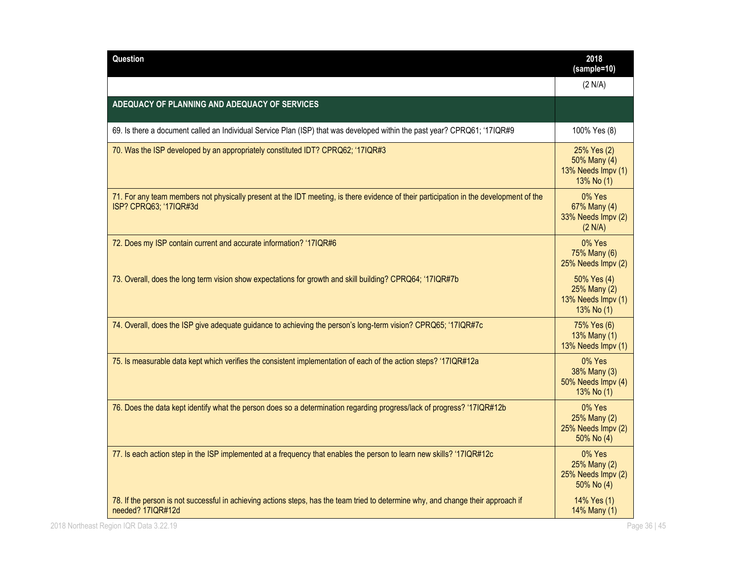| Question | 2018 (sample=10) |
|---|---|
| | (2 N/A) |
| **ADEQUACY OF PLANNING AND ADEQUACY OF SERVICES** | |
| 69. Is there a document called an Individual Service Plan (ISP) that was developed within the past year? CPRQ61; '17IQR#9 | 100% Yes (8) |
| 70. Was the ISP developed by an appropriately constituted IDT? CPRQ62; '17IQR#3 | 25% Yes (2)<br>50% Many (4)<br>13% Needs Impv (1)<br>13% No (1) |
| 71. For any team members not physically present at the IDT meeting, is there evidence of their participation in the development of the ISP? CPRQ63; '17IQR#3d | 0% Yes<br>67% Many (4)<br>33% Needs Impv (2)<br>(2 N/A) |
| 72. Does my ISP contain current and accurate information? '17IQR#6 | 0% Yes<br>75% Many (6)<br>25% Needs Impv (2) |
| 73. Overall, does the long term vision show expectations for growth and skill building? CPRQ64; '17IQR#7b | 50% Yes (4)<br>25% Many (2)<br>13% Needs Impv (1)<br>13% No (1) |
| 74. Overall, does the ISP give adequate guidance to achieving the person's long-term vision? CPRQ65; '17IQR#7c | 75% Yes (6)<br>13% Many (1)<br>13% Needs Impv (1) |
| 75. Is measurable data kept which verifies the consistent implementation of each of the action steps? '17IQR#12a | 0% Yes<br>38% Many (3)<br>50% Needs Impv (4)<br>13% No (1) |
| 76. Does the data kept identify what the person does so a determination regarding progress/lack of progress? '17IQR#12b | 0% Yes<br>25% Many (2)<br>25% Needs Impv (2)<br>50% No (4) |
| 77. Is each action step in the ISP implemented at a frequency that enables the person to learn new skills? '17IQR#12c | 0% Yes<br>25% Many (2)<br>25% Needs Impv (2)<br>50% No (4) |
| 78. If the person is not successful in achieving actions steps, has the team tried to determine why, and change their approach if needed? 17IQR#12d | 14% Yes (1)<br>14% Many (1) |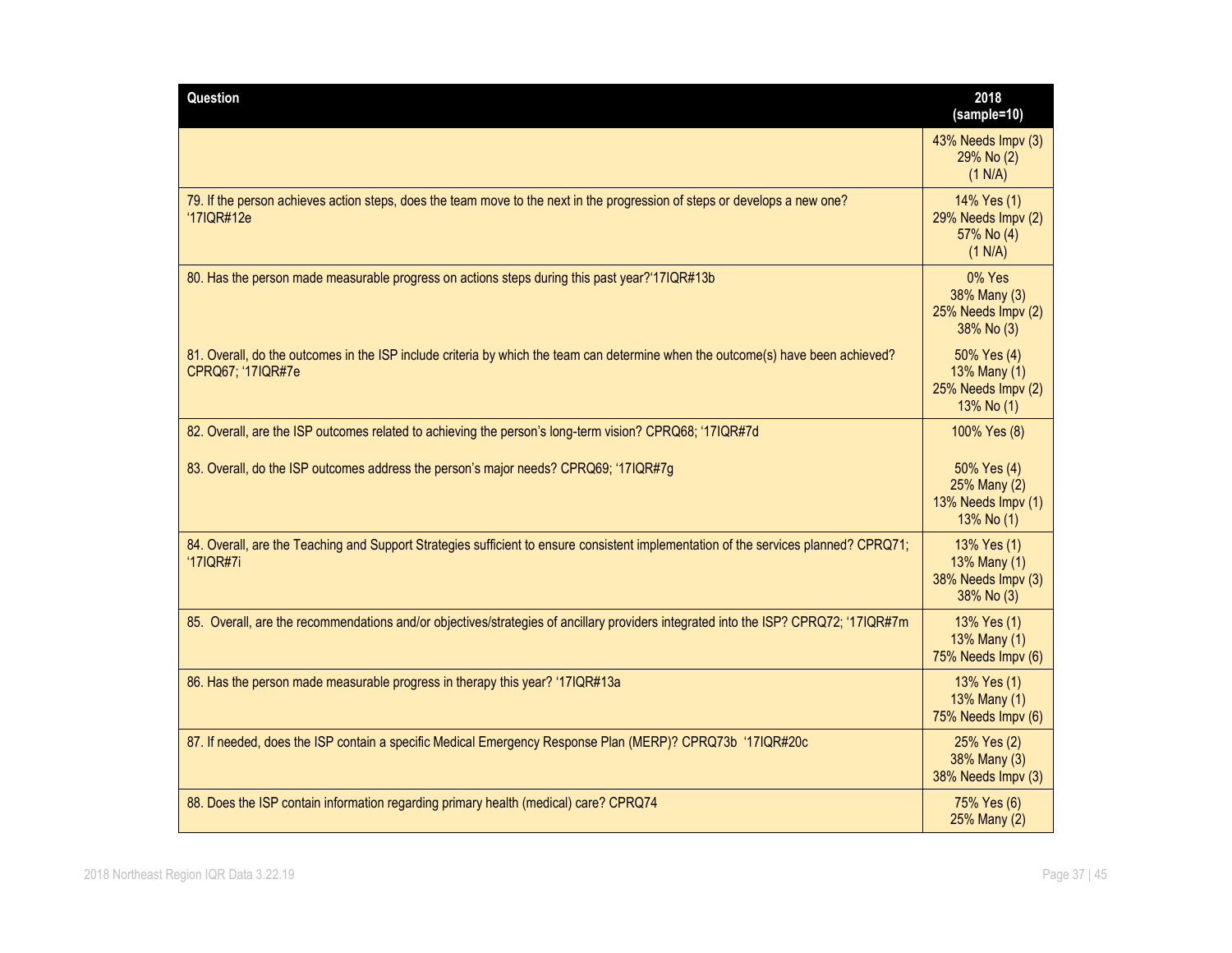| Question | 2018 (sample=10) |
|---|---|
| | 43% Needs Impv (3)<br>29% No (2)<br>(1 N/A) |
| 79. If the person achieves action steps, does the team move to the next in the progression of steps or develops a new one? '17IQR#12e | 14% Yes (1)<br>29% Needs Impv (2)<br>57% No (4)<br>(1 N/A) |
| 80. Has the person made measurable progress on actions steps during this past year?'17IQR#13b | 0% Yes<br>38% Many (3)<br>25% Needs Impv (2)<br>38% No (3) |
| 81. Overall, do the outcomes in the ISP include criteria by which the team can determine when the outcome(s) have been achieved? CPRQ67; '17IQR#7e | 50% Yes (4)<br>13% Many (1)<br>25% Needs Impv (2)<br>13% No (1) |
| 82. Overall, are the ISP outcomes related to achieving the person's long-term vision? CPRQ68; '17IQR#7d | 100% Yes (8) |
| 83. Overall, do the ISP outcomes address the person's major needs? CPRQ69; '17IQR#7g | 50% Yes (4)<br>25% Many (2)<br>13% Needs Impv (1)<br>13% No (1) |
| 84. Overall, are the Teaching and Support Strategies sufficient to ensure consistent implementation of the services planned? CPRQ71; '17IQR#7i | 13% Yes (1)<br>13% Many (1)<br>38% Needs Impv (3)<br>38% No (3) |
| 85. Overall, are the recommendations and/or objectives/strategies of ancillary providers integrated into the ISP? CPRQ72; '17IQR#7m | 13% Yes (1)<br>13% Many (1)<br>75% Needs Impv (6) |
| 86. Has the person made measurable progress in therapy this year? '17IQR#13a | 13% Yes (1)<br>13% Many (1)<br>75% Needs Impv (6) |
| 87. If needed, does the ISP contain a specific Medical Emergency Response Plan (MERP)? CPRQ73b '17IQR#20c | 25% Yes (2)<br>38% Many (3)<br>38% Needs Impv (3) |
| 88. Does the ISP contain information regarding primary health (medical) care? CPRQ74 | 75% Yes (6)<br>25% Many (2) |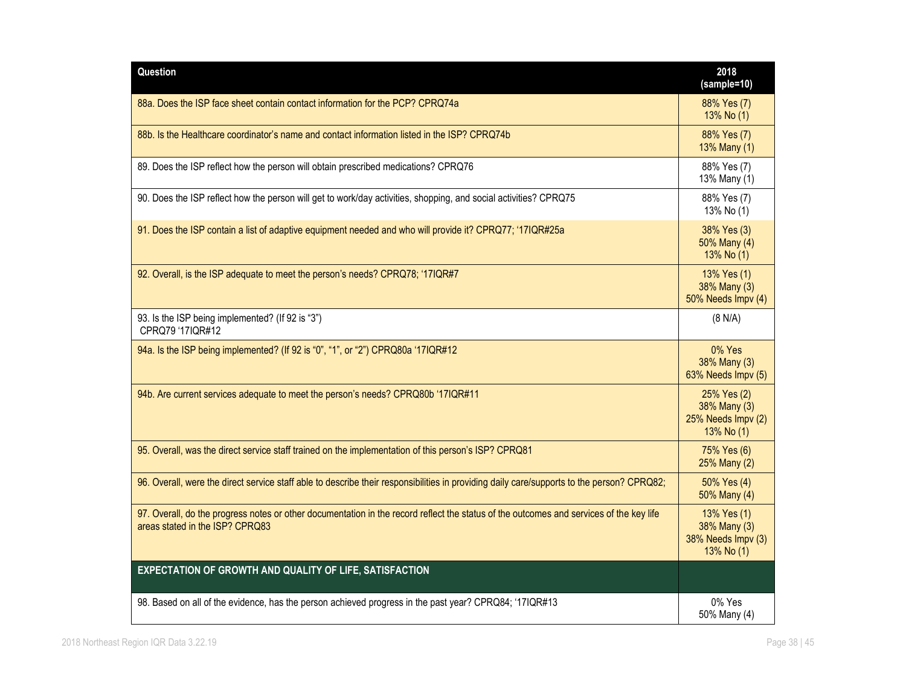| Question | 2018 (sample=10) |
|---|---|
| 88a. Does the ISP face sheet contain contact information for the PCP? CPRQ74a | 88% Yes (7)<br>13% No (1) |
| 88b. Is the Healthcare coordinator's name and contact information listed in the ISP? CPRQ74b | 88% Yes (7)<br>13% Many (1) |
| 89. Does the ISP reflect how the person will obtain prescribed medications? CPRQ76 | 88% Yes (7)<br>13% Many (1) |
| 90. Does the ISP reflect how the person will get to work/day activities, shopping, and social activities? CPRQ75 | 88% Yes (7)<br>13% No (1) |
| 91. Does the ISP contain a list of adaptive equipment needed and who will provide it? CPRQ77; '17IQR#25a | 38% Yes (3)<br>50% Many (4)<br>13% No (1) |
| 92. Overall, is the ISP adequate to meet the person's needs? CPRQ78; '17IQR#7 | 13% Yes (1)<br>38% Many (3)<br>50% Needs Impv (4) |
| 93. Is the ISP being implemented? (If 92 is "3") CPRQ79 '17IQR#12 | (8 N/A) |
| 94a. Is the ISP being implemented? (If 92 is "0", "1", or "2") CPRQ80a '17IQR#12 | 0% Yes<br>38% Many (3)<br>63% Needs Impv (5) |
| 94b. Are current services adequate to meet the person's needs? CPRQ80b '17IQR#11 | 25% Yes (2)<br>38% Many (3)<br>25% Needs Impv (2)<br>13% No (1) |
| 95. Overall, was the direct service staff trained on the implementation of this person's ISP? CPRQ81 | 75% Yes (6)<br>25% Many (2) |
| 96. Overall, were the direct service staff able to describe their responsibilities in providing daily care/supports to the person? CPRQ82; | 50% Yes (4)<br>50% Many (4) |
| 97. Overall, do the progress notes or other documentation in the record reflect the status of the outcomes and services of the key life areas stated in the ISP? CPRQ83 | 13% Yes (1)<br>38% Many (3)<br>38% Needs Impv (3)<br>13% No (1) |
| **EXPECTATION OF GROWTH AND QUALITY OF LIFE, SATISFACTION** | |
| 98. Based on all of the evidence, has the person achieved progress in the past year? CPRQ84; '17IQR#13 | 0% Yes<br>50% Many (4) |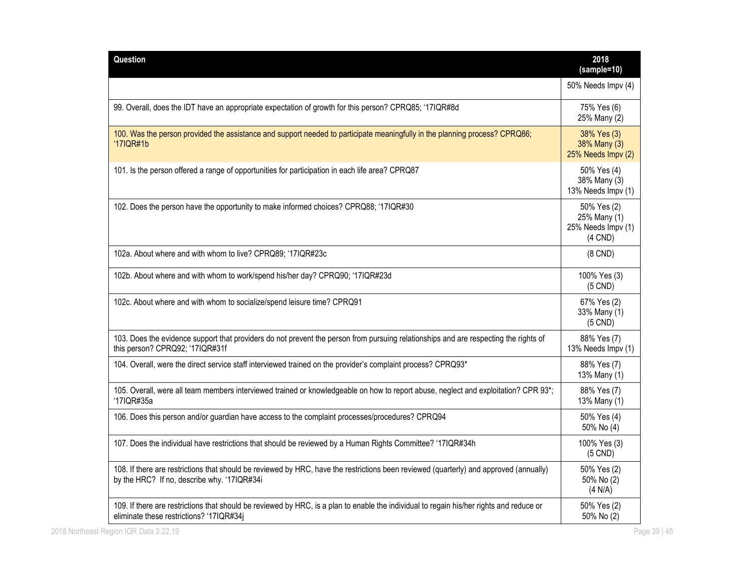| Question | 2018 (sample=10) |
|---|---|
| | 50% Needs Impv (4) |
| 99. Overall, does the IDT have an appropriate expectation of growth for this person? CPRQ85; '17IQR#8d | 75% Yes (6) 25% Many (2) |
| 100. Was the person provided the assistance and support needed to participate meaningfully in the planning process? CPRQ86; '17IQR#1b | 38% Yes (3) 38% Many (3) 25% Needs Impv (2) |
| 101. Is the person offered a range of opportunities for participation in each life area? CPRQ87 | 50% Yes (4) 38% Many (3) 13% Needs Impv (1) |
| 102. Does the person have the opportunity to make informed choices? CPRQ88; '17IQR#30 | 50% Yes (2) 25% Many (1) 25% Needs Impv (1) (4 CND) |
| 102a. About where and with whom to live? CPRQ89; '17IQR#23c | (8 CND) |
| 102b. About where and with whom to work/spend his/her day? CPRQ90; '17IQR#23d | 100% Yes (3) (5 CND) |
| 102c. About where and with whom to socialize/spend leisure time? CPRQ91 | 67% Yes (2) 33% Many (1) (5 CND) |
| 103. Does the evidence support that providers do not prevent the person from pursuing relationships and are respecting the rights of this person? CPRQ92; '17IQR#31f | 88% Yes (7) 13% Needs Impv (1) |
| 104. Overall, were the direct service staff interviewed trained on the provider's complaint process? CPRQ93* | 88% Yes (7) 13% Many (1) |
| 105. Overall, were all team members interviewed trained or knowledgeable on how to report abuse, neglect and exploitation? CPR 93*; '17IQR#35a | 88% Yes (7) 13% Many (1) |
| 106. Does this person and/or guardian have access to the complaint processes/procedures? CPRQ94 | 50% Yes (4) 50% No (4) |
| 107. Does the individual have restrictions that should be reviewed by a Human Rights Committee? '17IQR#34h | 100% Yes (3) (5 CND) |
| 108. If there are restrictions that should be reviewed by HRC, have the restrictions been reviewed (quarterly) and approved (annually) by the HRC? If no, describe why. '17IQR#34i | 50% Yes (2) 50% No (2) (4 N/A) |
| 109. If there are restrictions that should be reviewed by HRC, is a plan to enable the individual to regain his/her rights and reduce or eliminate these restrictions? '17IQR#34j | 50% Yes (2) 50% No (2) |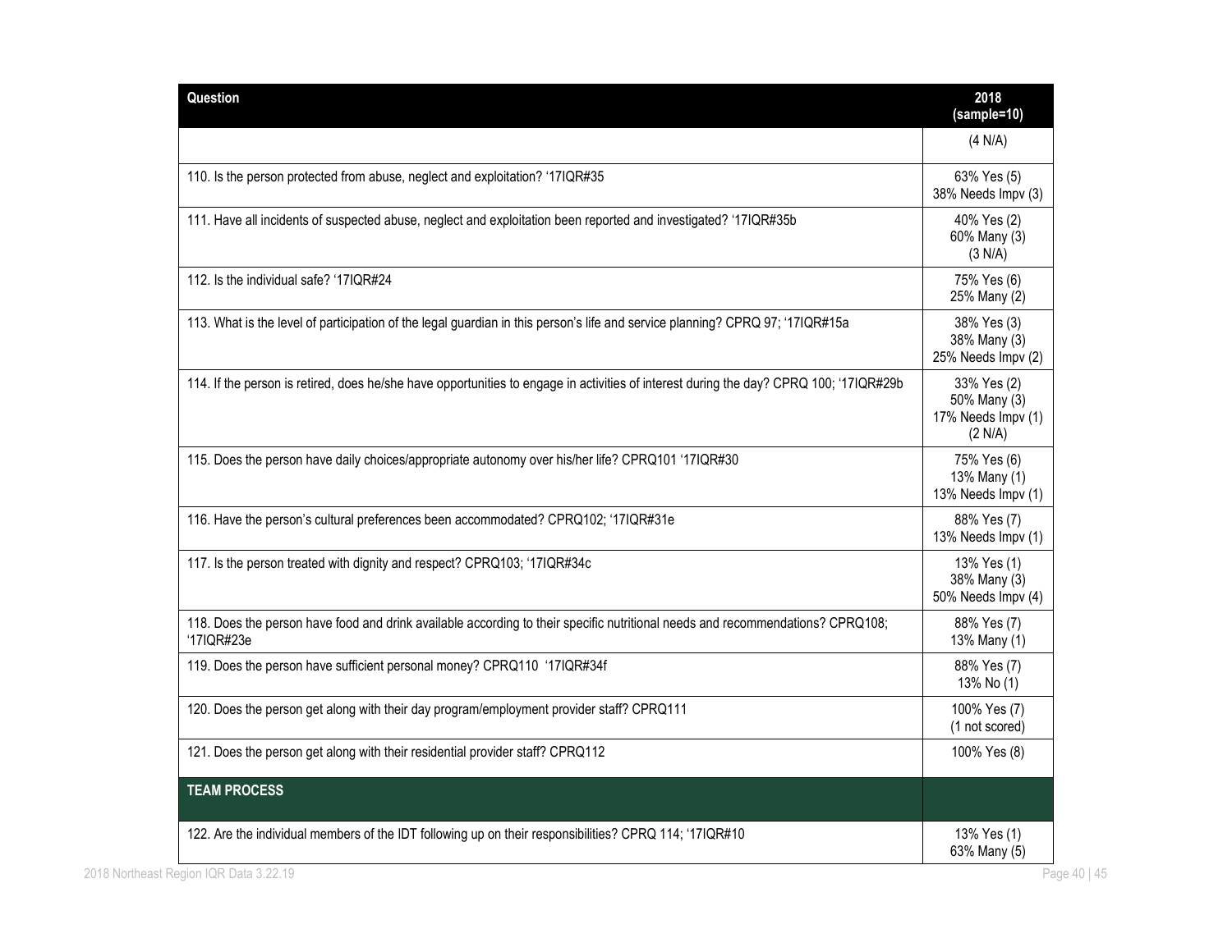| Question | 2018 (sample=10) |
|---|---|
| | (4 N/A) |
| 110. Is the person protected from abuse, neglect and exploitation? '17IQR#35 | 63% Yes (5)<br>38% Needs Impv (3) |
| 111. Have all incidents of suspected abuse, neglect and exploitation been reported and investigated? '17IQR#35b | 40% Yes (2)<br>60% Many (3)<br>(3 N/A) |
| 112. Is the individual safe? '17IQR#24 | 75% Yes (6)<br>25% Many (2) |
| 113. What is the level of participation of the legal guardian in this person's life and service planning? CPRQ 97; '17IQR#15a | 38% Yes (3)<br>38% Many (3)<br>25% Needs Impv (2) |
| 114. If the person is retired, does he/she have opportunities to engage in activities of interest during the day? CPRQ 100; '17IQR#29b | 33% Yes (2)<br>50% Many (3)<br>17% Needs Impv (1)<br>(2 N/A) |
| 115. Does the person have daily choices/appropriate autonomy over his/her life? CPRQ101 '17IQR#30 | 75% Yes (6)<br>13% Many (1)<br>13% Needs Impv (1) |
| 116. Have the person's cultural preferences been accommodated? CPRQ102; '17IQR#31e | 88% Yes (7)<br>13% Needs Impv (1) |
| 117. Is the person treated with dignity and respect? CPRQ103; '17IQR#34c | 13% Yes (1)<br>38% Many (3)<br>50% Needs Impv (4) |
| 118. Does the person have food and drink available according to their specific nutritional needs and recommendations? CPRQ108; '17IQR#23e | 88% Yes (7)<br>13% Many (1) |
| 119. Does the person have sufficient personal money? CPRQ110 '17IQR#34f | 88% Yes (7)<br>13% No (1) |
| 120. Does the person get along with their day program/employment provider staff? CPRQ111 | 100% Yes (7)<br>(1 not scored) |
| 121. Does the person get along with their residential provider staff? CPRQ112 | 100% Yes (8) |
| **TEAM PROCESS** | |
| 122. Are the individual members of the IDT following up on their responsibilities? CPRQ 114; '17IQR#10 | 13% Yes (1)<br>63% Many (5) |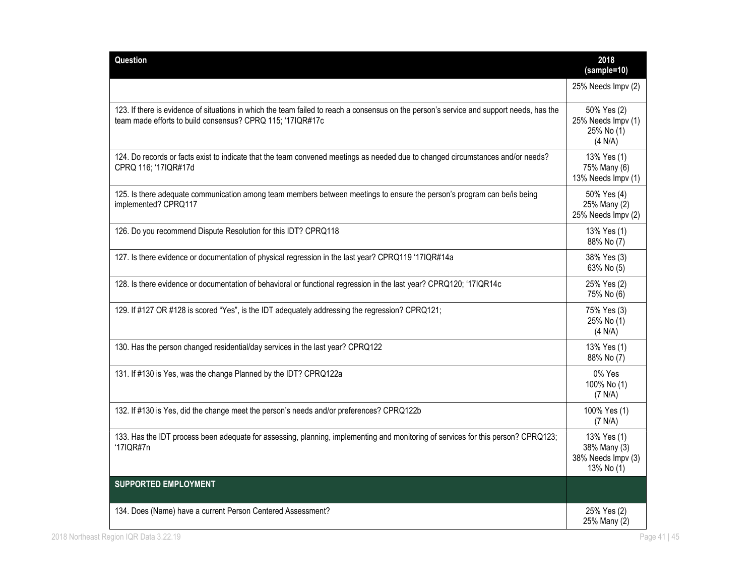| Question | 2018 (sample=10) |
| --- | --- |
| | 25% Needs Impv (2) |
| 123. If there is evidence of situations in which the team failed to reach a consensus on the person's service and support needs, has the team made efforts to build consensus? CPRQ 115; '17IQR#17c | 50% Yes (2)<br>25% Needs Impv (1)<br>25% No (1)<br>(4 N/A) |
| 124. Do records or facts exist to indicate that the team convened meetings as needed due to changed circumstances and/or needs? CPRQ 116; '17IQR#17d | 13% Yes (1)<br>75% Many (6)<br>13% Needs Impv (1) |
| 125. Is there adequate communication among team members between meetings to ensure the person's program can be/is being implemented? CPRQ117 | 50% Yes (4)<br>25% Many (2)<br>25% Needs Impv (2) |
| 126. Do you recommend Dispute Resolution for this IDT? CPRQ118 | 13% Yes (1)<br>88% No (7) |
| 127. Is there evidence or documentation of physical regression in the last year? CPRQ119 '17IQR#14a | 38% Yes (3)<br>63% No (5) |
| 128. Is there evidence or documentation of behavioral or functional regression in the last year? CPRQ120; '17IQR14c | 25% Yes (2)<br>75% No (6) |
| 129. If #127 OR #128 is scored "Yes", is the IDT adequately addressing the regression? CPRQ121; | 75% Yes (3)<br>25% No (1)<br>(4 N/A) |
| 130. Has the person changed residential/day services in the last year? CPRQ122 | 13% Yes (1)<br>88% No (7) |
| 131. If #130 is Yes, was the change Planned by the IDT? CPRQ122a | 0% Yes<br>100% No (1)<br>(7 N/A) |
| 132. If #130 is Yes, did the change meet the person's needs and/or preferences? CPRQ122b | 100% Yes (1)<br>(7 N/A) |
| 133. Has the IDT process been adequate for assessing, planning, implementing and monitoring of services for this person? CPRQ123; '17IQR#7n | 13% Yes (1)<br>38% Many (3)<br>38% Needs Impv (3)<br>13% No (1) |
| **SUPPORTED EMPLOYMENT** | |
| 134. Does (Name) have a current Person Centered Assessment? | 25% Yes (2)<br>25% Many (2) |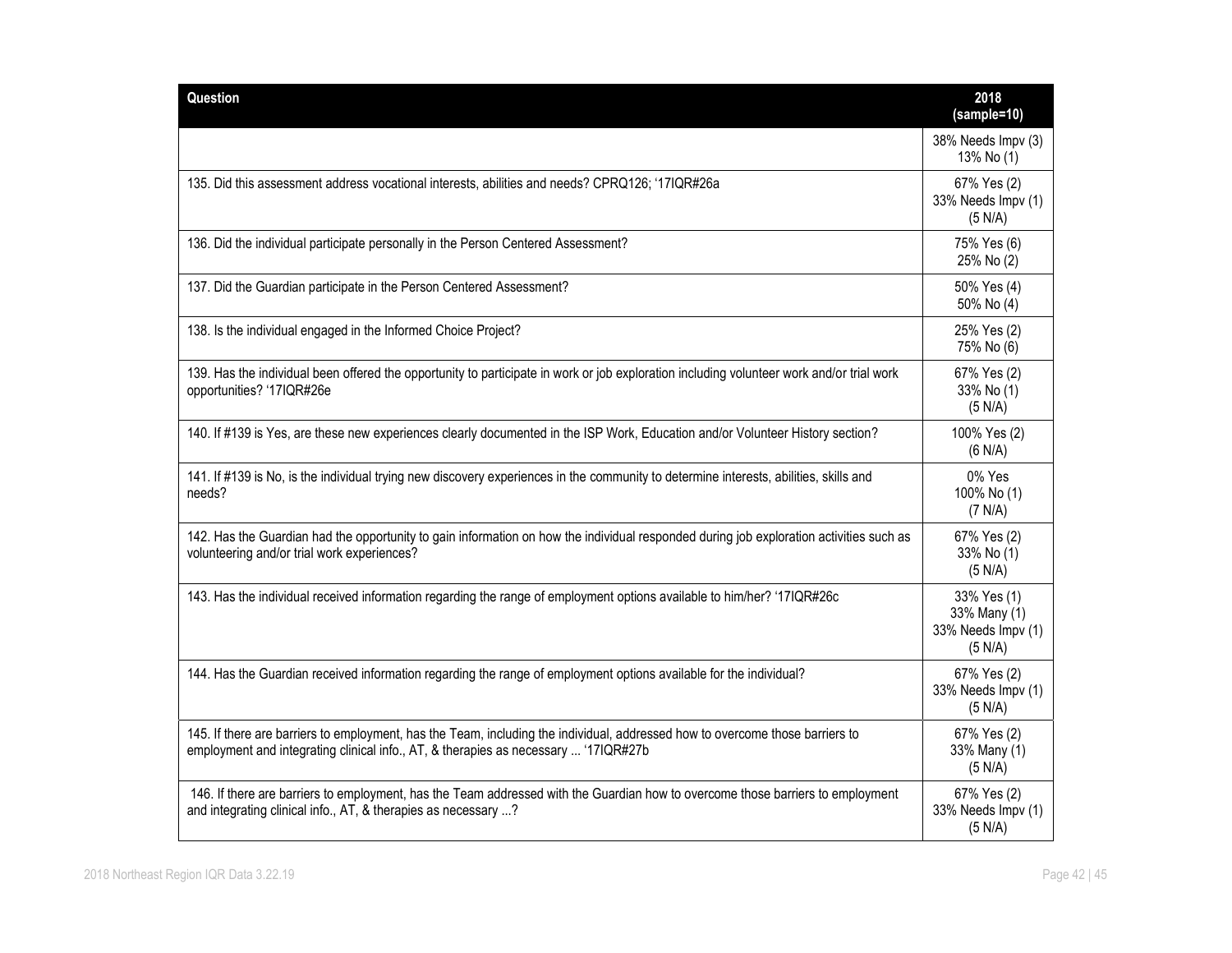| Question | 2018 (sample=10) |
| --- | --- |
| | 38% Needs Impv (3) 13% No (1) |
| 135. Did this assessment address vocational interests, abilities and needs? CPRQ126; '17IQR#26a | 67% Yes (2) 33% Needs Impv (1) (5 N/A) |
| 136. Did the individual participate personally in the Person Centered Assessment? | 75% Yes (6) 25% No (2) |
| 137. Did the Guardian participate in the Person Centered Assessment? | 50% Yes (4) 50% No (4) |
| 138. Is the individual engaged in the Informed Choice Project? | 25% Yes (2) 75% No (6) |
| 139. Has the individual been offered the opportunity to participate in work or job exploration including volunteer work and/or trial work opportunities? '17IQR#26e | 67% Yes (2) 33% No (1) (5 N/A) |
| 140. If #139 is Yes, are these new experiences clearly documented in the ISP Work, Education and/or Volunteer History section? | 100% Yes (2) (6 N/A) |
| 141. If #139 is No, is the individual trying new discovery experiences in the community to determine interests, abilities, skills and needs? | 0% Yes 100% No (1) (7 N/A) |
| 142. Has the Guardian had the opportunity to gain information on how the individual responded during job exploration activities such as volunteering and/or trial work experiences? | 67% Yes (2) 33% No (1) (5 N/A) |
| 143. Has the individual received information regarding the range of employment options available to him/her? '17IQR#26c | 33% Yes (1) 33% Many (1) 33% Needs Impv (1) (5 N/A) |
| 144. Has the Guardian received information regarding the range of employment options available for the individual? | 67% Yes (2) 33% Needs Impv (1) (5 N/A) |
| 145. If there are barriers to employment, has the Team, including the individual, addressed how to overcome those barriers to employment and integrating clinical info., AT, & therapies as necessary ... '17IQR#27b | 67% Yes (2) 33% Many (1) (5 N/A) |
| 146. If there are barriers to employment, has the Team addressed with the Guardian how to overcome those barriers to employment and integrating clinical info., AT, & therapies as necessary ...? | 67% Yes (2) 33% Needs Impv (1) (5 N/A) |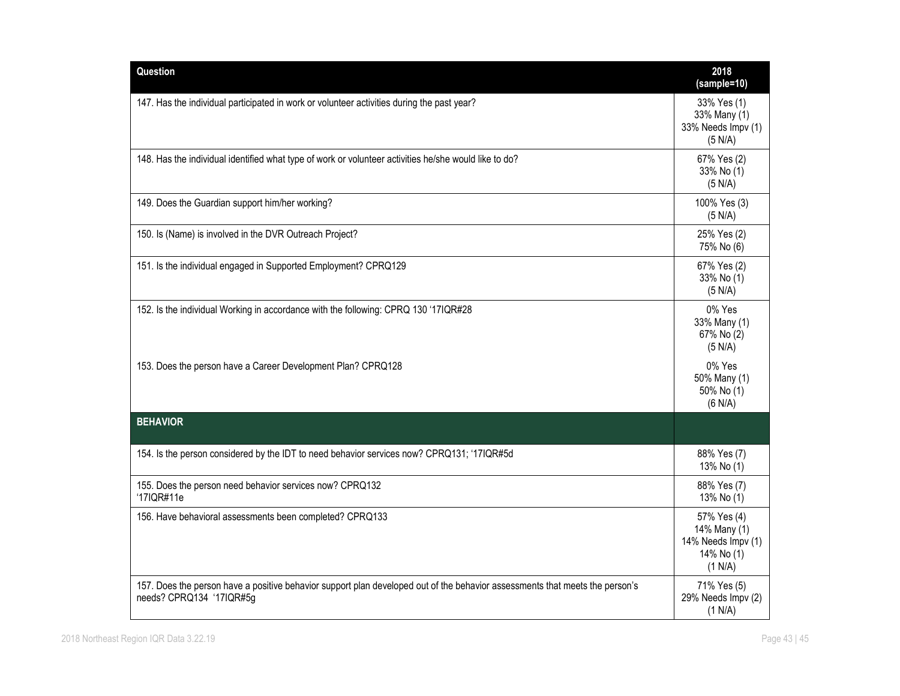| Question | 2018 (sample=10) |
|---|---|
| 147. Has the individual participated in work or volunteer activities during the past year? | 33% Yes (1)<br>33% Many (1)<br>33% Needs Impv (1)<br>(5 N/A) |
| 148. Has the individual identified what type of work or volunteer activities he/she would like to do? | 67% Yes (2)<br>33% No (1)<br>(5 N/A) |
| 149. Does the Guardian support him/her working? | 100% Yes (3)<br>(5 N/A) |
| 150. Is (Name) is involved in the DVR Outreach Project? | 25% Yes (2)<br>75% No (6) |
| 151. Is the individual engaged in Supported Employment? CPRQ129 | 67% Yes (2)<br>33% No (1)<br>(5 N/A) |
| 152. Is the individual Working in accordance with the following: CPRQ 130 '17IQR#28 | 0% Yes<br>33% Many (1)<br>67% No (2)<br>(5 N/A) |
| 153. Does the person have a Career Development Plan? CPRQ128 | 0% Yes<br>50% Many (1)<br>50% No (1)<br>(6 N/A) |
| **BEHAVIOR** | |
| 154. Is the person considered by the IDT to need behavior services now? CPRQ131; '17IQR#5d | 88% Yes (7)<br>13% No (1) |
| 155. Does the person need behavior services now? CPRQ132<br>'17IQR#11e | 88% Yes (7)<br>13% No (1) |
| 156. Have behavioral assessments been completed? CPRQ133 | 57% Yes (4)<br>14% Many (1)<br>14% Needs Impv (1)<br>14% No (1)<br>(1 N/A) |
| 157. Does the person have a positive behavior support plan developed out of the behavior assessments that meets the person's needs? CPRQ134 '17IQR#5g | 71% Yes (5)<br>29% Needs Impv (2)<br>(1 N/A) |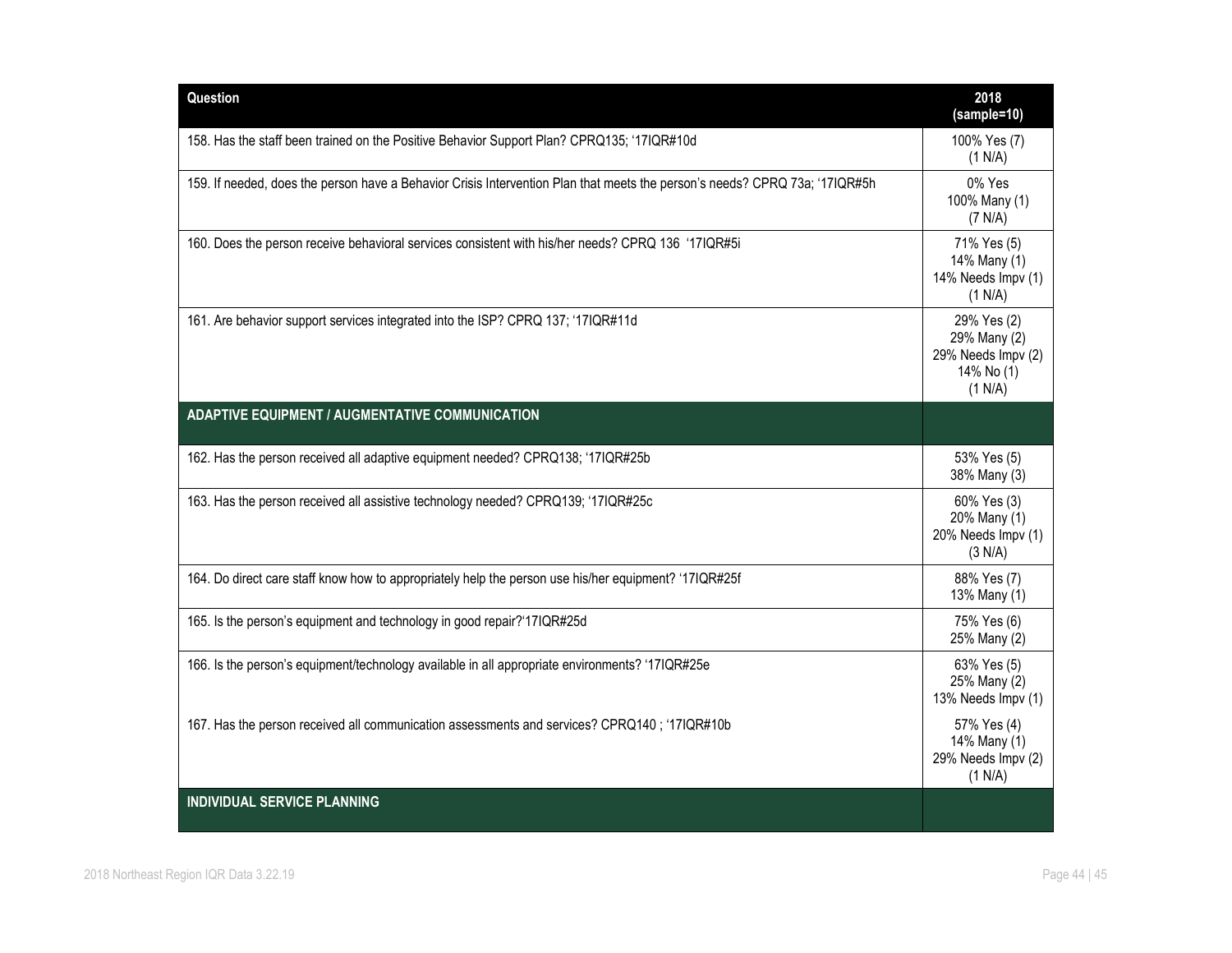| Question | 2018 (sample=10) |
|---|---|
| 158. Has the staff been trained on the Positive Behavior Support Plan? CPRQ135; '17IQR#10d | 100% Yes (7) (1 N/A) |
| 159. If needed, does the person have a Behavior Crisis Intervention Plan that meets the person's needs? CPRQ 73a; '17IQR#5h | 0% Yes 100% Many (1) (7 N/A) |
| 160. Does the person receive behavioral services consistent with his/her needs? CPRQ 136 '17IQR#5i | 71% Yes (5) 14% Many (1) 14% Needs Impv (1) (1 N/A) |
| 161. Are behavior support services integrated into the ISP? CPRQ 137; '17IQR#11d | 29% Yes (2) 29% Many (2) 29% Needs Impv (2) 14% No (1) (1 N/A) |
| **ADAPTIVE EQUIPMENT / AUGMENTATIVE COMMUNICATION** | |
| 162. Has the person received all adaptive equipment needed? CPRQ138; '17IQR#25b | 53% Yes (5) 38% Many (3) |
| 163. Has the person received all assistive technology needed? CPRQ139; '17IQR#25c | 60% Yes (3) 20% Many (1) 20% Needs Impv (1) (3 N/A) |
| 164. Do direct care staff know how to appropriately help the person use his/her equipment? '17IQR#25f | 88% Yes (7) 13% Many (1) |
| 165. Is the person's equipment and technology in good repair?'17IQR#25d | 75% Yes (6) 25% Many (2) |
| 166. Is the person's equipment/technology available in all appropriate environments? '17IQR#25e | 63% Yes (5) 25% Many (2) 13% Needs Impv (1) |
| 167. Has the person received all communication assessments and services? CPRQ140 ; '17IQR#10b | 57% Yes (4) 14% Many (1) 29% Needs Impv (2) (1 N/A) |
| **INDIVIDUAL SERVICE PLANNING** | |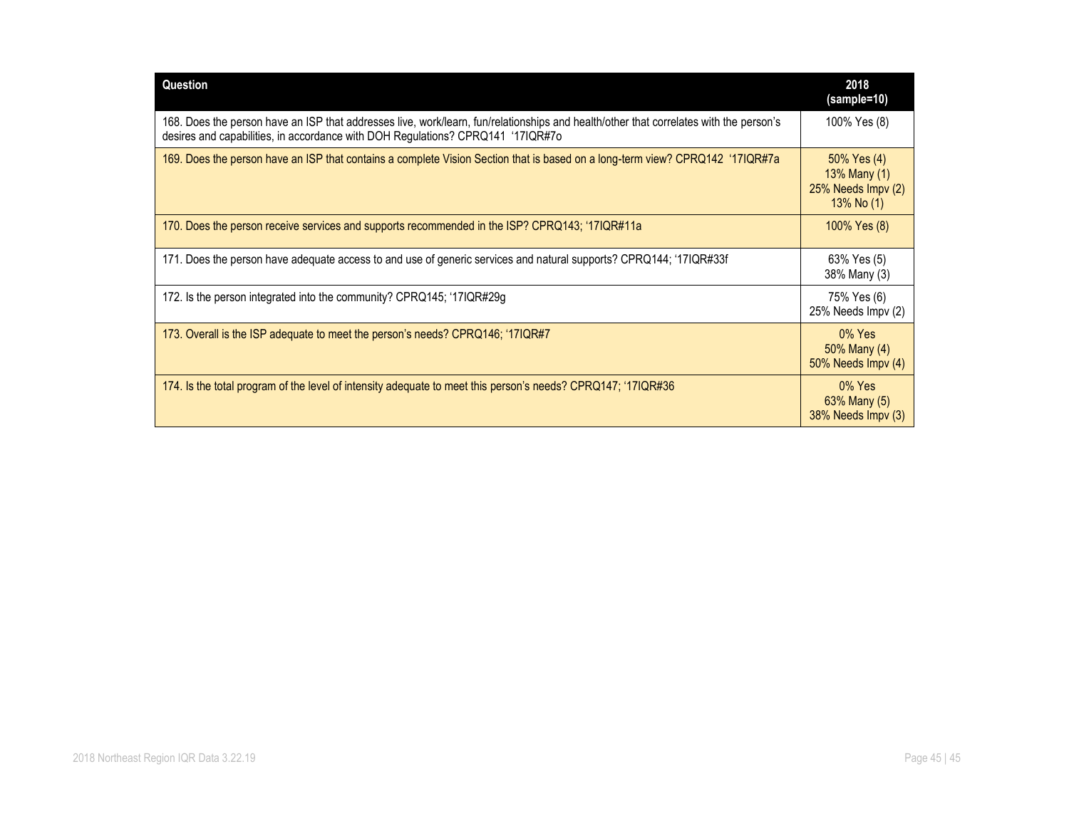| Question | 2018 (sample=10) |
| --- | --- |
| 168. Does the person have an ISP that addresses live, work/learn, fun/relationships and health/other that correlates with the person's desires and capabilities, in accordance with DOH Regulations? CPRQ141 '17IQR#7o | 100% Yes (8) |
| 169. Does the person have an ISP that contains a complete Vision Section that is based on a long-term view? CPRQ142 '17IQR#7a | 50% Yes (4)<br>13% Many (1)<br>25% Needs Impv (2)<br>13% No (1) |
| 170. Does the person receive services and supports recommended in the ISP? CPRQ143; '17IQR#11a | 100% Yes (8) |
| 171. Does the person have adequate access to and use of generic services and natural supports? CPRQ144; '17IQR#33f | 63% Yes (5)<br>38% Many (3) |
| 172. Is the person integrated into the community? CPRQ145; '17IQR#29g | 75% Yes (6)<br>25% Needs Impv (2) |
| 173. Overall is the ISP adequate to meet the person's needs? CPRQ146; '17IQR#7 | 0% Yes<br>50% Many (4)<br>50% Needs Impv (4) |
| 174. Is the total program of the level of intensity adequate to meet this person's needs? CPRQ147; '17IQR#36 | 0% Yes<br>63% Many (5)<br>38% Needs Impv (3) |